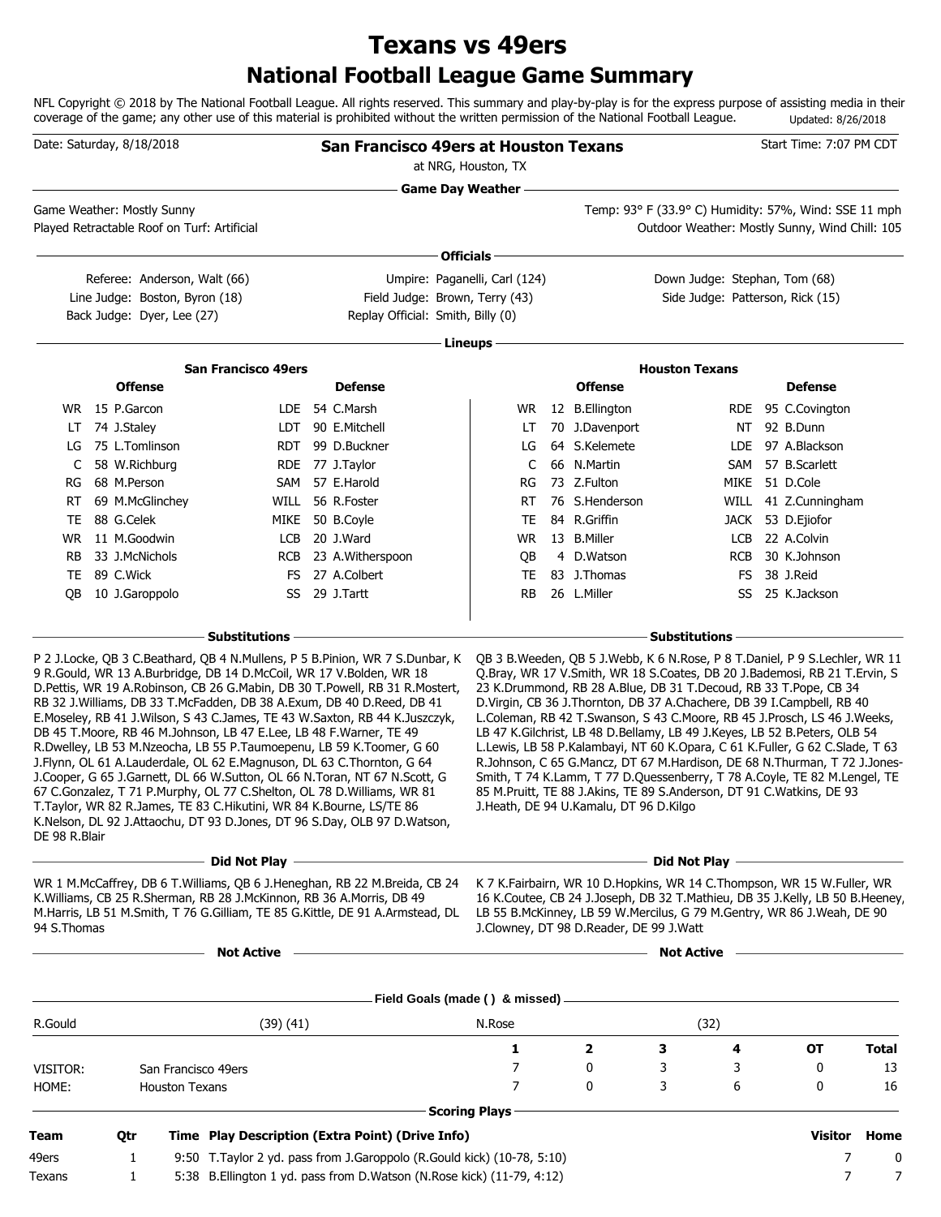# Texans vs 49ers

## National Football League Game Summary

NFL Copyright © 2018 by The National Football League. All rights reserved. This summary and play-by-play is for the express purpose of assisting media in their coverage of the game; any other use of this material is prohibited without the written permission of the National Football League. Updated: 8/26/2018

Date: Saturday, 8/18/2018 | **San Francisco 49ers at Houston Texans** at NRG, Houston, TX | Start Time: 7:07 PM CDT

### Game Day Weather

Game Weather: Mostly Sunny
Played Retractable Roof on Turf: Artificial

Temp: 93° F (33.9° C) Humidity: 57%, Wind: SSE 11 mph
Outdoor Weather: Mostly Sunny, Wind Chill: 105

### Officials

| | | |
|---|---|---|
| Referee: Anderson, Walt (66) | Umpire: Paganelli, Carl (124) | Down Judge: Stephan, Tom (68) |
| Line Judge: Boston, Byron (18) | Field Judge: Brown, Terry (43) | Side Judge: Patterson, Rick (15) |
| Back Judge: Dyer, Lee (27) | Replay Official: Smith, Billy (0) | |

### Lineups

**San Francisco 49ers**

| Offense | | Defense | |
|---|---|---|---|
| WR | 15 P.Garcon | LDE | 54 C.Marsh |
| LT | 74 J.Staley | LDT | 90 E.Mitchell |
| LG | 75 L.Tomlinson | RDT | 99 D.Buckner |
| C | 58 W.Richburg | RDE | 77 J.Taylor |
| RG | 68 M.Person | SAM | 57 E.Harold |
| RT | 69 M.McGlinchey | WILL | 56 R.Foster |
| TE | 88 G.Celek | MIKE | 50 B.Coyle |
| WR | 11 M.Goodwin | LCB | 20 J.Ward |
| RB | 33 J.McNichols | RCB | 23 A.Witherspoon |
| TE | 89 C.Wick | FS | 27 A.Colbert |
| QB | 10 J.Garoppolo | SS | 29 J.Tartt |

**Houston Texans**

| Offense | | Defense | |
|---|---|---|---|
| WR | 12 B.Ellington | RDE | 95 C.Covington |
| LT | 70 J.Davenport | NT | 92 B.Dunn |
| LG | 64 S.Kelemete | LDE | 97 A.Blackson |
| C | 66 N.Martin | SAM | 57 B.Scarlett |
| RG | 73 Z.Fulton | MIKE | 51 D.Cole |
| RT | 76 S.Henderson | WILL | 41 Z.Cunningham |
| TE | 84 R.Griffin | JACK | 53 D.Ejiofor |
| WR | 13 B.Miller | LCB | 22 A.Colvin |
| QB | 4 D.Watson | RCB | 30 K.Johnson |
| TE | 83 J.Thomas | FS | 38 J.Reid |
| RB | 26 L.Miller | SS | 25 K.Jackson |

### Substitutions

**San Francisco 49ers:** P 2 J.Locke, QB 3 C.Beathard, QB 4 N.Mullens, P 5 B.Pinion, WR 7 S.Dunbar, K 9 R.Gould, WR 13 A.Burbridge, DB 14 D.McCoil, WR 17 V.Bolden, WR 18 D.Pettis, WR 19 A.Robinson, CB 26 G.Mabin, DB 30 T.Powell, RB 31 R.Mostert, RB 32 J.Williams, DB 33 T.McFadden, DB 38 A.Exum, DB 40 D.Reed, DB 41 E.Moseley, RB 41 J.Wilson, S 43 C.James, TE 43 W.Saxton, RB 44 K.Juszczyk, DB 45 T.Moore, RB 46 M.Johnson, LB 47 E.Lee, LB 48 F.Warner, TE 49 R.Dwelley, LB 53 M.Nzeocha, LB 55 P.Taumoepenu, LB 59 K.Toomer, G 60 J.Flynn, OL 61 A.Lauderdale, OL 62 E.Magnuson, DL 63 C.Thornton, G 64 J.Cooper, G 65 J.Garnett, DL 66 W.Sutton, OL 66 N.Toran, NT 67 N.Scott, G 67 C.Gonzalez, T 71 P.Murphy, OL 77 C.Shelton, OL 78 D.Williams, WR 81 T.Taylor, WR 82 R.James, TE 83 C.Hikutini, WR 84 K.Bourne, LS/TE 86 K.Nelson, DL 92 J.Attaochu, DT 93 D.Jones, DT 96 S.Day, OLB 97 D.Watson, DE 98 R.Blair

**Houston Texans:** QB 3 B.Weeden, QB 5 J.Webb, K 6 N.Rose, P 8 T.Daniel, P 9 S.Lechler, WR 11 Q.Bray, WR 17 V.Smith, WR 18 S.Coates, DB 20 J.Bademosi, RB 21 T.Ervin, S 23 K.Drummond, RB 28 A.Blue, DB 31 T.Decoud, RB 33 T.Pope, CB 34 D.Virgin, CB 36 J.Thornton, DB 37 A.Chachere, DB 39 I.Campbell, RB 40 L.Coleman, RB 42 T.Swanson, S 43 C.Moore, RB 45 J.Prosch, LS 46 J.Weeks, LB 47 K.Gilchrist, LB 48 D.Bellamy, LB 49 J.Keyes, LB 52 B.Peters, OLB 54 L.Lewis, LB 58 P.Kalambayi, NT 60 K.Opara, C 61 K.Fuller, G 62 C.Slade, T 63 R.Johnson, C 65 G.Mancz, DT 67 M.Hardison, DE 68 N.Thurman, T 72 J.Jones-Smith, T 74 K.Lamm, T 77 D.Quessenberry, T 78 A.Coyle, TE 82 M.Lengel, TE 85 M.Pruitt, TE 88 J.Akins, TE 89 S.Anderson, DT 91 C.Watkins, DE 93 J.Heath, DE 94 U.Kamalu, DT 96 D.Kilgo

### Did Not Play

**San Francisco 49ers:** WR 1 M.McCaffrey, DB 6 T.Williams, QB 6 J.Heneghan, RB 22 M.Breida, CB 24 K.Williams, CB 25 R.Sherman, RB 28 J.McKinnon, RB 36 A.Morris, DB 49 M.Harris, LB 51 M.Smith, T 76 G.Gilliam, TE 85 G.Kittle, DE 91 A.Armstead, DL 94 S.Thomas

**Houston Texans:** K 7 K.Fairbairn, WR 10 D.Hopkins, WR 14 C.Thompson, WR 15 W.Fuller, WR 16 K.Coutee, CB 24 J.Joseph, DB 32 T.Mathieu, DB 35 J.Kelly, LB 50 B.Heeney, LB 55 B.McKinney, LB 59 W.Mercilus, G 79 M.Gentry, WR 86 J.Weah, DE 90 J.Clowney, DT 98 D.Reader, DE 99 J.Watt

### Not Active

### Field Goals (made () & missed)

| | | | |
|---|---|---|---|
| R.Gould | (39) (41) | N.Rose | (32) |

| | | 1 | 2 | 3 | 4 | OT | Total |
|---|---|---|---|---|---|---|---|
| VISITOR: | San Francisco 49ers | 7 | 0 | 3 | 3 | 0 | 13 |
| HOME: | Houston Texans | 7 | 0 | 3 | 6 | 0 | 16 |

### Scoring Plays

| Team | Qtr | Time | Play Description (Extra Point) (Drive Info) | Visitor | Home |
|---|---|---|---|---|---|
| 49ers | 1 | 9:50 | T.Taylor 2 yd. pass from J.Garoppolo (R.Gould kick) (10-78, 5:10) | 7 | 0 |
| Texans | 1 | 5:38 | B.Ellington 1 yd. pass from D.Watson (N.Rose kick) (11-79, 4:12) | 7 | 7 |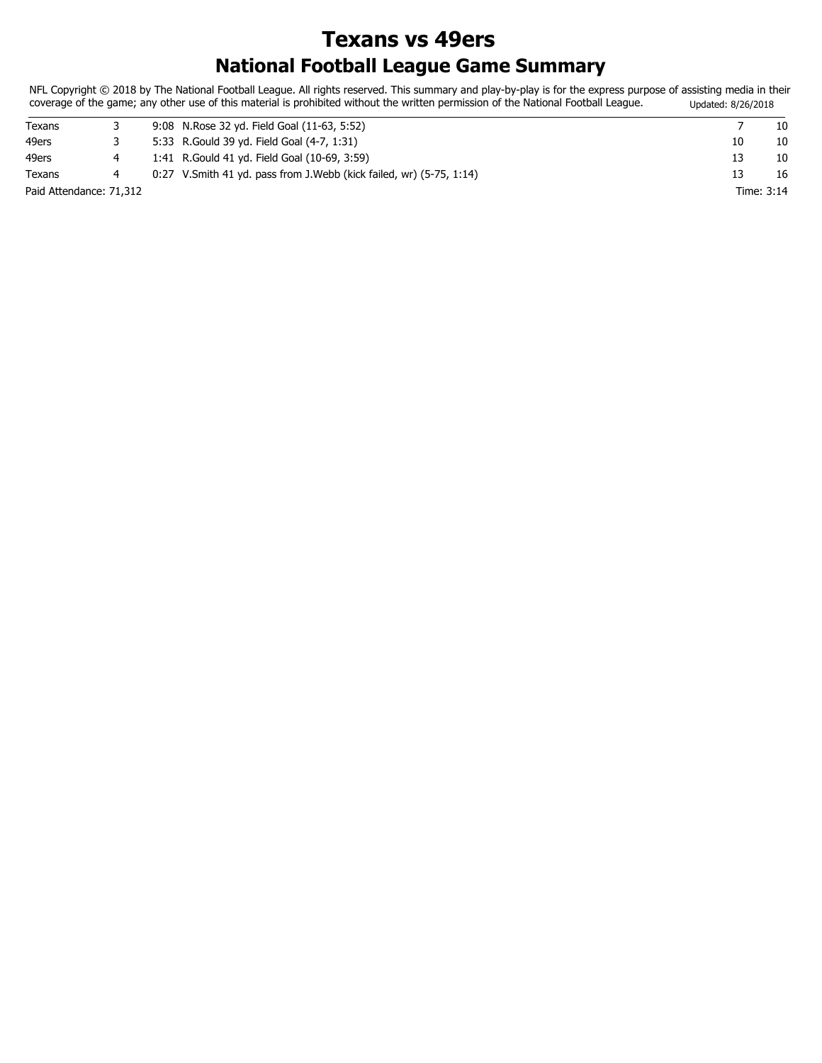# Texans vs 49ers

## National Football League Game Summary

NFL Copyright © 2018 by The National Football League. All rights reserved. This summary and play-by-play is for the express purpose of assisting media in their coverage of the game; any other use of this material is prohibited without the written permission of the National Football League. Updated: 8/26/2018

| | | | | | |
|---|---|---|---|---|---|
| Texans | 3 | 9:08 | N.Rose 32 yd. Field Goal (11-63, 5:52) | 7 | 10 |
| 49ers | 3 | 5:33 | R.Gould 39 yd. Field Goal (4-7, 1:31) | 10 | 10 |
| 49ers | 4 | 1:41 | R.Gould 41 yd. Field Goal (10-69, 3:59) | 13 | 10 |
| Texans | 4 | 0:27 | V.Smith 41 yd. pass from J.Webb (kick failed, wr) (5-75, 1:14) | 13 | 16 |

Paid Attendance: 71,312

Time: 3:14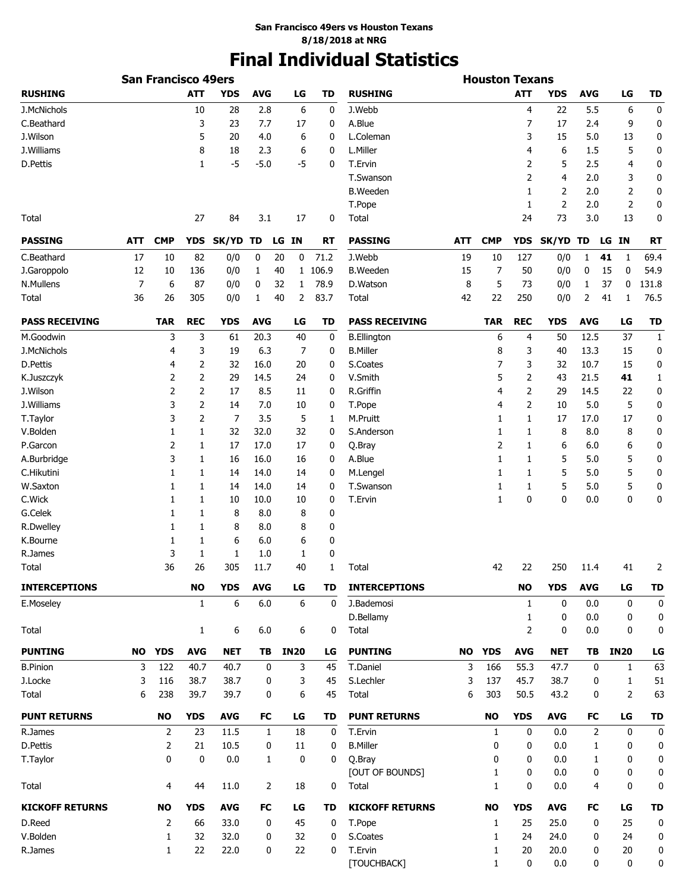**San Francisco 49ers vs Houston Texans**
**8/18/2018 at NRG**

# Final Individual Statistics

## San Francisco 49ers

| RUSHING | ATT | YDS | AVG | LG | TD |
|---|---|---|---|---|---|
| J.McNichols | 10 | 28 | 2.8 | 6 | 0 |
| C.Beathard | 3 | 23 | 7.7 | 17 | 0 |
| J.Wilson | 5 | 20 | 4.0 | 6 | 0 |
| J.Williams | 8 | 18 | 2.3 | 6 | 0 |
| D.Pettis | 1 | -5 | -5.0 | -5 | 0 |
| Total | 27 | 84 | 3.1 | 17 | 0 |

| PASSING | ATT | CMP | YDS | SK/YD | TD | LG | IN | RT |
|---|---|---|---|---|---|---|---|---|
| C.Beathard | 17 | 10 | 82 | 0/0 | 0 | 20 | 0 | 71.2 |
| J.Garoppolo | 12 | 10 | 136 | 0/0 | 1 | 40 | 1 | 106.9 |
| N.Mullens | 7 | 6 | 87 | 0/0 | 0 | 32 | 1 | 78.9 |
| Total | 36 | 26 | 305 | 0/0 | 1 | 40 | 2 | 83.7 |

| PASS RECEIVING | TAR | REC | YDS | AVG | LG | TD |
|---|---|---|---|---|---|---|
| M.Goodwin | 3 | 3 | 61 | 20.3 | 40 | 0 |
| J.McNichols | 4 | 3 | 19 | 6.3 | 7 | 0 |
| D.Pettis | 4 | 2 | 32 | 16.0 | 20 | 0 |
| K.Juszczyk | 2 | 2 | 29 | 14.5 | 24 | 0 |
| J.Wilson | 2 | 2 | 17 | 8.5 | 11 | 0 |
| J.Williams | 3 | 2 | 14 | 7.0 | 10 | 0 |
| T.Taylor | 3 | 2 | 7 | 3.5 | 5 | 1 |
| V.Bolden | 1 | 1 | 32 | 32.0 | 32 | 0 |
| P.Garcon | 2 | 1 | 17 | 17.0 | 17 | 0 |
| A.Burbridge | 3 | 1 | 16 | 16.0 | 16 | 0 |
| C.Hikutini | 1 | 1 | 14 | 14.0 | 14 | 0 |
| W.Saxton | 1 | 1 | 14 | 14.0 | 14 | 0 |
| C.Wick | 1 | 1 | 10 | 10.0 | 10 | 0 |
| G.Celek | 1 | 1 | 8 | 8.0 | 8 | 0 |
| R.Dwelley | 1 | 1 | 8 | 8.0 | 8 | 0 |
| K.Bourne | 1 | 1 | 6 | 6.0 | 6 | 0 |
| R.James | 3 | 1 | 1 | 1.0 | 1 | 0 |
| Total | 36 | 26 | 305 | 11.7 | 40 | 1 |

| INTERCEPTIONS | NO | YDS | AVG | LG | TD |
|---|---|---|---|---|---|
| E.Moseley | 1 | 6 | 6.0 | 6 | 0 |
| Total | 1 | 6 | 6.0 | 6 | 0 |

| PUNTING | NO | YDS | AVG | NET | TB | IN20 | LG |
|---|---|---|---|---|---|---|---|
| B.Pinion | 3 | 122 | 40.7 | 40.7 | 0 | 3 | 45 |
| J.Locke | 3 | 116 | 38.7 | 38.7 | 0 | 3 | 45 |
| Total | 6 | 238 | 39.7 | 39.7 | 0 | 6 | 45 |

| PUNT RETURNS | NO | YDS | AVG | FC | LG | TD |
|---|---|---|---|---|---|---|
| R.James | 2 | 23 | 11.5 | 1 | 18 | 0 |
| D.Pettis | 2 | 21 | 10.5 | 0 | 11 | 0 |
| T.Taylor | 0 | 0 | 0.0 | 1 | 0 | 0 |
| Total | 4 | 44 | 11.0 | 2 | 18 | 0 |

| KICKOFF RETURNS | NO | YDS | AVG | FC | LG | TD |
|---|---|---|---|---|---|---|
| D.Reed | 2 | 66 | 33.0 | 0 | 45 | 0 |
| V.Bolden | 1 | 32 | 32.0 | 0 | 32 | 0 |
| R.James | 1 | 22 | 22.0 | 0 | 22 | 0 |

## Houston Texans

| RUSHING | ATT | YDS | AVG | LG | TD |
|---|---|---|---|---|---|
| J.Webb | 4 | 22 | 5.5 | 6 | 0 |
| A.Blue | 7 | 17 | 2.4 | 9 | 0 |
| L.Coleman | 3 | 15 | 5.0 | 13 | 0 |
| L.Miller | 4 | 6 | 1.5 | 5 | 0 |
| T.Ervin | 2 | 5 | 2.5 | 4 | 0 |
| T.Swanson | 2 | 4 | 2.0 | 3 | 0 |
| B.Weeden | 1 | 2 | 2.0 | 2 | 0 |
| T.Pope | 1 | 2 | 2.0 | 2 | 0 |
| Total | 24 | 73 | 3.0 | 13 | 0 |

| PASSING | ATT | CMP | YDS | SK/YD | TD | LG | IN | RT |
|---|---|---|---|---|---|---|---|---|
| J.Webb | 19 | 10 | 127 | 0/0 | 1 | **41** | 1 | 69.4 |
| B.Weeden | 15 | 7 | 50 | 0/0 | 0 | 15 | 0 | 54.9 |
| D.Watson | 8 | 5 | 73 | 0/0 | 1 | 37 | 0 | 131.8 |
| Total | 42 | 22 | 250 | 0/0 | 2 | 41 | 1 | 76.5 |

| PASS RECEIVING | TAR | REC | YDS | AVG | LG | TD |
|---|---|---|---|---|---|---|
| B.Ellington | 6 | 4 | 50 | 12.5 | 37 | 1 |
| B.Miller | 8 | 3 | 40 | 13.3 | 15 | 0 |
| S.Coates | 7 | 3 | 32 | 10.7 | 15 | 0 |
| V.Smith | 5 | 2 | 43 | 21.5 | **41** | 1 |
| R.Griffin | 4 | 2 | 29 | 14.5 | 22 | 0 |
| T.Pope | 4 | 2 | 10 | 5.0 | 5 | 0 |
| M.Pruitt | 1 | 1 | 17 | 17.0 | 17 | 0 |
| S.Anderson | 1 | 1 | 8 | 8.0 | 8 | 0 |
| Q.Bray | 2 | 1 | 6 | 6.0 | 6 | 0 |
| A.Blue | 1 | 1 | 5 | 5.0 | 5 | 0 |
| M.Lengel | 1 | 1 | 5 | 5.0 | 5 | 0 |
| T.Swanson | 1 | 1 | 5 | 5.0 | 5 | 0 |
| T.Ervin | 1 | 0 | 0 | 0.0 | 0 | 0 |
| Total | 42 | 22 | 250 | 11.4 | 41 | 2 |

| INTERCEPTIONS | NO | YDS | AVG | LG | TD |
|---|---|---|---|---|---|
| J.Bademosi | 1 | 0 | 0.0 | 0 | 0 |
| D.Bellamy | 1 | 0 | 0.0 | 0 | 0 |
| Total | 2 | 0 | 0.0 | 0 | 0 |

| PUNTING | NO | YDS | AVG | NET | TB | IN20 | LG |
|---|---|---|---|---|---|---|---|
| T.Daniel | 3 | 166 | 55.3 | 47.7 | 0 | 1 | 63 |
| S.Lechler | 3 | 137 | 45.7 | 38.7 | 0 | 1 | 51 |
| Total | 6 | 303 | 50.5 | 43.2 | 0 | 2 | 63 |

| PUNT RETURNS | NO | YDS | AVG | FC | LG | TD |
|---|---|---|---|---|---|---|
| T.Ervin | 1 | 0 | 0.0 | 2 | 0 | 0 |
| B.Miller | 0 | 0 | 0.0 | 1 | 0 | 0 |
| Q.Bray | 0 | 0 | 0.0 | 1 | 0 | 0 |
| [OUT OF BOUNDS] | 1 | 0 | 0.0 | 0 | 0 | 0 |
| Total | 1 | 0 | 0.0 | 4 | 0 | 0 |

| KICKOFF RETURNS | NO | YDS | AVG | FC | LG | TD |
|---|---|---|---|---|---|---|
| T.Pope | 1 | 25 | 25.0 | 0 | 25 | 0 |
| S.Coates | 1 | 24 | 24.0 | 0 | 24 | 0 |
| T.Ervin | 1 | 20 | 20.0 | 0 | 20 | 0 |
| [TOUCHBACK] | 1 | 0 | 0.0 | 0 | 0 | 0 |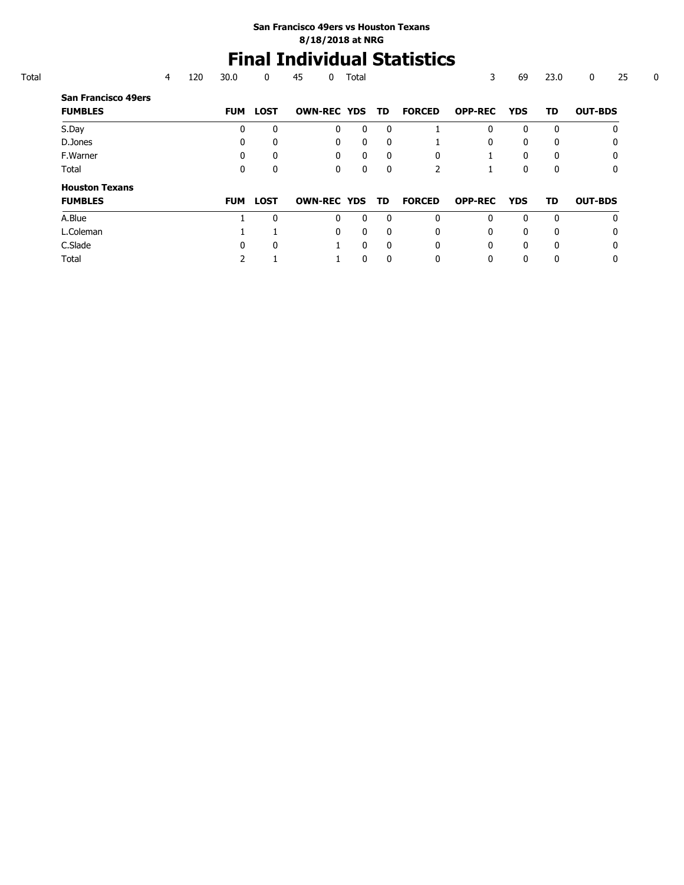**San Francisco 49ers vs Houston Texans**
**8/18/2018 at NRG**

# Final Individual Statistics

| Total | 4 | 120 | 30.0 | 0 | 45 | 0 | Total | 3 | 69 | 23.0 | 0 | 25 | 0 |
|---|---|---|---|---|---|---|---|---|---|---|---|---|---|

**San Francisco 49ers**

| FUMBLES | FUM | LOST | OWN-REC | YDS | TD | FORCED | OPP-REC | YDS | TD | OUT-BDS |
|---|---|---|---|---|---|---|---|---|---|---|
| S.Day | 0 | 0 | 0 | 0 | 0 | 1 | 0 | 0 | 0 | 0 |
| D.Jones | 0 | 0 | 0 | 0 | 0 | 1 | 0 | 0 | 0 | 0 |
| F.Warner | 0 | 0 | 0 | 0 | 0 | 0 | 1 | 0 | 0 | 0 |
| Total | 0 | 0 | 0 | 0 | 0 | 2 | 1 | 0 | 0 | 0 |

**Houston Texans**

| FUMBLES | FUM | LOST | OWN-REC | YDS | TD | FORCED | OPP-REC | YDS | TD | OUT-BDS |
|---|---|---|---|---|---|---|---|---|---|---|
| A.Blue | 1 | 0 | 0 | 0 | 0 | 0 | 0 | 0 | 0 | 0 |
| L.Coleman | 1 | 1 | 0 | 0 | 0 | 0 | 0 | 0 | 0 | 0 |
| C.Slade | 0 | 0 | 1 | 0 | 0 | 0 | 0 | 0 | 0 | 0 |
| Total | 2 | 1 | 1 | 0 | 0 | 0 | 0 | 0 | 0 | 0 |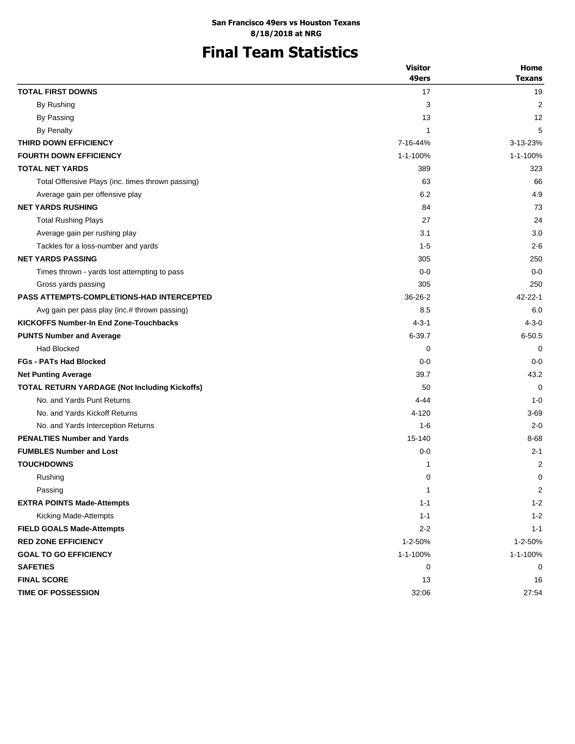**San Francisco 49ers vs Houston Texans**
**8/18/2018 at NRG**

# Final Team Statistics

| | Visitor 49ers | Home Texans |
|---|---|---|
| **TOTAL FIRST DOWNS** | 17 | 19 |
| By Rushing | 3 | 2 |
| By Passing | 13 | 12 |
| By Penalty | 1 | 5 |
| **THIRD DOWN EFFICIENCY** | 7-16-44% | 3-13-23% |
| **FOURTH DOWN EFFICIENCY** | 1-1-100% | 1-1-100% |
| **TOTAL NET YARDS** | 389 | 323 |
| Total Offensive Plays (inc. times thrown passing) | 63 | 66 |
| Average gain per offensive play | 6.2 | 4.9 |
| **NET YARDS RUSHING** | 84 | 73 |
| Total Rushing Plays | 27 | 24 |
| Average gain per rushing play | 3.1 | 3.0 |
| Tackles for a loss-number and yards | 1-5 | 2-6 |
| **NET YARDS PASSING** | 305 | 250 |
| Times thrown - yards lost attempting to pass | 0-0 | 0-0 |
| Gross yards passing | 305 | 250 |
| **PASS ATTEMPTS-COMPLETIONS-HAD INTERCEPTED** | 36-26-2 | 42-22-1 |
| Avg gain per pass play (inc.# thrown passing) | 8.5 | 6.0 |
| **KICKOFFS Number-In End Zone-Touchbacks** | 4-3-1 | 4-3-0 |
| **PUNTS Number and Average** | 6-39.7 | 6-50.5 |
| Had Blocked | 0 | 0 |
| **FGs - PATs Had Blocked** | 0-0 | 0-0 |
| **Net Punting Average** | 39.7 | 43.2 |
| **TOTAL RETURN YARDAGE (Not Including Kickoffs)** | 50 | 0 |
| No. and Yards Punt Returns | 4-44 | 1-0 |
| No. and Yards Kickoff Returns | 4-120 | 3-69 |
| No. and Yards Interception Returns | 1-6 | 2-0 |
| **PENALTIES Number and Yards** | 15-140 | 8-68 |
| **FUMBLES Number and Lost** | 0-0 | 2-1 |
| **TOUCHDOWNS** | 1 | 2 |
| Rushing | 0 | 0 |
| Passing | 1 | 2 |
| **EXTRA POINTS Made-Attempts** | 1-1 | 1-2 |
| Kicking Made-Attempts | 1-1 | 1-2 |
| **FIELD GOALS Made-Attempts** | 2-2 | 1-1 |
| **RED ZONE EFFICIENCY** | 1-2-50% | 1-2-50% |
| **GOAL TO GO EFFICIENCY** | 1-1-100% | 1-1-100% |
| **SAFETIES** | 0 | 0 |
| **FINAL SCORE** | 13 | 16 |
| **TIME OF POSSESSION** | 32:06 | 27:54 |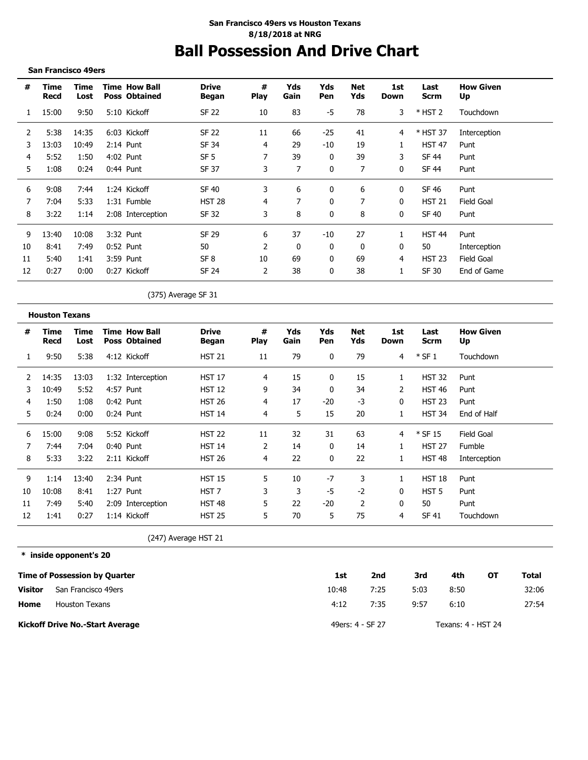**San Francisco 49ers vs Houston Texans**
**8/18/2018 at NRG**

# Ball Possession And Drive Chart

**San Francisco 49ers**

| # | Time Recd | Time Lost | Time Poss | How Ball Obtained | Drive Began | # Play | Yds Gain | Yds Pen | Net Yds | 1st Down | Last Scrm | How Given Up |
|---|---|---|---|---|---|---|---|---|---|---|---|---|
| 1 | 15:00 | 9:50 | 5:10 | Kickoff | SF 22 | 10 | 83 | -5 | 78 | 3 | * HST 2 | Touchdown |
| 2 | 5:38 | 14:35 | 6:03 | Kickoff | SF 22 | 11 | 66 | -25 | 41 | 4 | * HST 37 | Interception |
| 3 | 13:03 | 10:49 | 2:14 | Punt | SF 34 | 4 | 29 | -10 | 19 | 1 | HST 47 | Punt |
| 4 | 5:52 | 1:50 | 4:02 | Punt | SF 5 | 7 | 39 | 0 | 39 | 3 | SF 44 | Punt |
| 5 | 1:08 | 0:24 | 0:44 | Punt | SF 37 | 3 | 7 | 0 | 7 | 0 | SF 44 | Punt |
| 6 | 9:08 | 7:44 | 1:24 | Kickoff | SF 40 | 3 | 6 | 0 | 6 | 0 | SF 46 | Punt |
| 7 | 7:04 | 5:33 | 1:31 | Fumble | HST 28 | 4 | 7 | 0 | 7 | 0 | HST 21 | Field Goal |
| 8 | 3:22 | 1:14 | 2:08 | Interception | SF 32 | 3 | 8 | 0 | 8 | 0 | SF 40 | Punt |
| 9 | 13:40 | 10:08 | 3:32 | Punt | SF 29 | 6 | 37 | -10 | 27 | 1 | HST 44 | Punt |
| 10 | 8:41 | 7:49 | 0:52 | Punt | 50 | 2 | 0 | 0 | 0 | 0 | 50 | Interception |
| 11 | 5:40 | 1:41 | 3:59 | Punt | SF 8 | 10 | 69 | 0 | 69 | 4 | HST 23 | Field Goal |
| 12 | 0:27 | 0:00 | 0:27 | Kickoff | SF 24 | 2 | 38 | 0 | 38 | 1 | SF 30 | End of Game |

(375) Average SF 31

**Houston Texans**

| # | Time Recd | Time Lost | Time Poss | How Ball Obtained | Drive Began | # Play | Yds Gain | Yds Pen | Net Yds | 1st Down | Last Scrm | How Given Up |
|---|---|---|---|---|---|---|---|---|---|---|---|---|
| 1 | 9:50 | 5:38 | 4:12 | Kickoff | HST 21 | 11 | 79 | 0 | 79 | 4 | * SF 1 | Touchdown |
| 2 | 14:35 | 13:03 | 1:32 | Interception | HST 17 | 4 | 15 | 0 | 15 | 1 | HST 32 | Punt |
| 3 | 10:49 | 5:52 | 4:57 | Punt | HST 12 | 9 | 34 | 0 | 34 | 2 | HST 46 | Punt |
| 4 | 1:50 | 1:08 | 0:42 | Punt | HST 26 | 4 | 17 | -20 | -3 | 0 | HST 23 | Punt |
| 5 | 0:24 | 0:00 | 0:24 | Punt | HST 14 | 4 | 5 | 15 | 20 | 1 | HST 34 | End of Half |
| 6 | 15:00 | 9:08 | 5:52 | Kickoff | HST 22 | 11 | 32 | 31 | 63 | 4 | * SF 15 | Field Goal |
| 7 | 7:44 | 7:04 | 0:40 | Punt | HST 14 | 2 | 14 | 0 | 14 | 1 | HST 27 | Fumble |
| 8 | 5:33 | 3:22 | 2:11 | Kickoff | HST 26 | 4 | 22 | 0 | 22 | 1 | HST 48 | Interception |
| 9 | 1:14 | 13:40 | 2:34 | Punt | HST 15 | 5 | 10 | -7 | 3 | 1 | HST 18 | Punt |
| 10 | 10:08 | 8:41 | 1:27 | Punt | HST 7 | 3 | 3 | -5 | -2 | 0 | HST 5 | Punt |
| 11 | 7:49 | 5:40 | 2:09 | Interception | HST 48 | 5 | 22 | -20 | 2 | 0 | 50 | Punt |
| 12 | 1:41 | 0:27 | 1:14 | Kickoff | HST 25 | 5 | 70 | 5 | 75 | 4 | SF 41 | Touchdown |

(247) Average HST 21

**\* inside opponent's 20**

| **Time of Possession by Quarter** | | 1st | 2nd | 3rd | 4th | OT | Total |
|---|---|---|---|---|---|---|---|
| **Visitor** | San Francisco 49ers | 10:48 | 7:25 | 5:03 | 8:50 | | 32:06 |
| **Home** | Houston Texans | 4:12 | 7:35 | 9:57 | 6:10 | | 27:54 |

**Kickoff Drive No.-Start Average** — 49ers: 4 - SF 27 — Texans: 4 - HST 24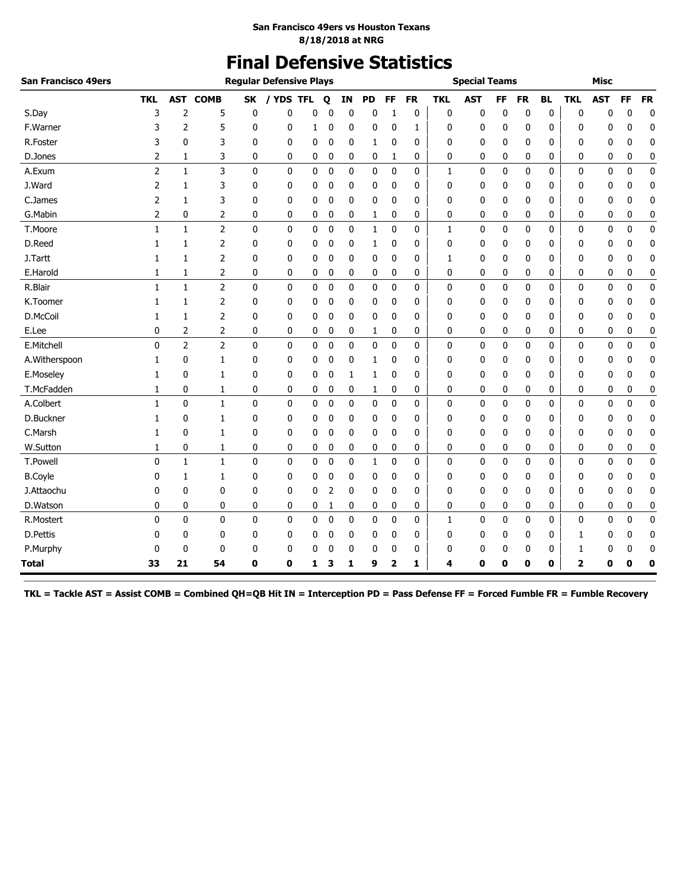**San Francisco 49ers vs Houston Texans**
**8/18/2018 at NRG**

# Final Defensive Statistics

| San Francisco 49ers | Regular Defensive Plays | | | | | | | | | | | Special Teams | | | | | Misc | | | |
|---|---|---|---|---|---|---|---|---|---|---|---|---|---|---|---|---|---|---|---|---|
| | TKL | AST | COMB | SK | / YDS | TFL | Q | IN | PD | FF | FR | TKL | AST | FF | FR | BL | TKL | AST | FF | FR |
| S.Day | 3 | 2 | 5 | 0 | 0 | 0 | 0 | 0 | 0 | 1 | 0 | 0 | 0 | 0 | 0 | 0 | 0 | 0 | 0 | 0 |
| F.Warner | 3 | 2 | 5 | 0 | 0 | 1 | 0 | 0 | 0 | 0 | 1 | 0 | 0 | 0 | 0 | 0 | 0 | 0 | 0 | 0 |
| R.Foster | 3 | 0 | 3 | 0 | 0 | 0 | 0 | 0 | 1 | 0 | 0 | 0 | 0 | 0 | 0 | 0 | 0 | 0 | 0 | 0 |
| D.Jones | 2 | 1 | 3 | 0 | 0 | 0 | 0 | 0 | 0 | 1 | 0 | 0 | 0 | 0 | 0 | 0 | 0 | 0 | 0 | 0 |
| A.Exum | 2 | 1 | 3 | 0 | 0 | 0 | 0 | 0 | 0 | 0 | 0 | 1 | 0 | 0 | 0 | 0 | 0 | 0 | 0 | 0 |
| J.Ward | 2 | 1 | 3 | 0 | 0 | 0 | 0 | 0 | 0 | 0 | 0 | 0 | 0 | 0 | 0 | 0 | 0 | 0 | 0 | 0 |
| C.James | 2 | 1 | 3 | 0 | 0 | 0 | 0 | 0 | 0 | 0 | 0 | 0 | 0 | 0 | 0 | 0 | 0 | 0 | 0 | 0 |
| G.Mabin | 2 | 0 | 2 | 0 | 0 | 0 | 0 | 0 | 1 | 0 | 0 | 0 | 0 | 0 | 0 | 0 | 0 | 0 | 0 | 0 |
| T.Moore | 1 | 1 | 2 | 0 | 0 | 0 | 0 | 0 | 1 | 0 | 0 | 1 | 0 | 0 | 0 | 0 | 0 | 0 | 0 | 0 |
| D.Reed | 1 | 1 | 2 | 0 | 0 | 0 | 0 | 0 | 1 | 0 | 0 | 0 | 0 | 0 | 0 | 0 | 0 | 0 | 0 | 0 |
| J.Tartt | 1 | 1 | 2 | 0 | 0 | 0 | 0 | 0 | 0 | 0 | 0 | 1 | 0 | 0 | 0 | 0 | 0 | 0 | 0 | 0 |
| E.Harold | 1 | 1 | 2 | 0 | 0 | 0 | 0 | 0 | 0 | 0 | 0 | 0 | 0 | 0 | 0 | 0 | 0 | 0 | 0 | 0 |
| R.Blair | 1 | 1 | 2 | 0 | 0 | 0 | 0 | 0 | 0 | 0 | 0 | 0 | 0 | 0 | 0 | 0 | 0 | 0 | 0 | 0 |
| K.Toomer | 1 | 1 | 2 | 0 | 0 | 0 | 0 | 0 | 0 | 0 | 0 | 0 | 0 | 0 | 0 | 0 | 0 | 0 | 0 | 0 |
| D.McCoil | 1 | 1 | 2 | 0 | 0 | 0 | 0 | 0 | 0 | 0 | 0 | 0 | 0 | 0 | 0 | 0 | 0 | 0 | 0 | 0 |
| E.Lee | 0 | 2 | 2 | 0 | 0 | 0 | 0 | 0 | 1 | 0 | 0 | 0 | 0 | 0 | 0 | 0 | 0 | 0 | 0 | 0 |
| E.Mitchell | 0 | 2 | 2 | 0 | 0 | 0 | 0 | 0 | 0 | 0 | 0 | 0 | 0 | 0 | 0 | 0 | 0 | 0 | 0 | 0 |
| A.Witherspoon | 1 | 0 | 1 | 0 | 0 | 0 | 0 | 0 | 1 | 0 | 0 | 0 | 0 | 0 | 0 | 0 | 0 | 0 | 0 | 0 |
| E.Moseley | 1 | 0 | 1 | 0 | 0 | 0 | 0 | 1 | 1 | 0 | 0 | 0 | 0 | 0 | 0 | 0 | 0 | 0 | 0 | 0 |
| T.McFadden | 1 | 0 | 1 | 0 | 0 | 0 | 0 | 0 | 1 | 0 | 0 | 0 | 0 | 0 | 0 | 0 | 0 | 0 | 0 | 0 |
| A.Colbert | 1 | 0 | 1 | 0 | 0 | 0 | 0 | 0 | 0 | 0 | 0 | 0 | 0 | 0 | 0 | 0 | 0 | 0 | 0 | 0 |
| D.Buckner | 1 | 0 | 1 | 0 | 0 | 0 | 0 | 0 | 0 | 0 | 0 | 0 | 0 | 0 | 0 | 0 | 0 | 0 | 0 | 0 |
| C.Marsh | 1 | 0 | 1 | 0 | 0 | 0 | 0 | 0 | 0 | 0 | 0 | 0 | 0 | 0 | 0 | 0 | 0 | 0 | 0 | 0 |
| W.Sutton | 1 | 0 | 1 | 0 | 0 | 0 | 0 | 0 | 0 | 0 | 0 | 0 | 0 | 0 | 0 | 0 | 0 | 0 | 0 | 0 |
| T.Powell | 0 | 1 | 1 | 0 | 0 | 0 | 0 | 0 | 1 | 0 | 0 | 0 | 0 | 0 | 0 | 0 | 0 | 0 | 0 | 0 |
| B.Coyle | 0 | 1 | 1 | 0 | 0 | 0 | 0 | 0 | 0 | 0 | 0 | 0 | 0 | 0 | 0 | 0 | 0 | 0 | 0 | 0 |
| J.Attaochu | 0 | 0 | 0 | 0 | 0 | 0 | 2 | 0 | 0 | 0 | 0 | 0 | 0 | 0 | 0 | 0 | 0 | 0 | 0 | 0 |
| D.Watson | 0 | 0 | 0 | 0 | 0 | 0 | 1 | 0 | 0 | 0 | 0 | 0 | 0 | 0 | 0 | 0 | 0 | 0 | 0 | 0 |
| R.Mostert | 0 | 0 | 0 | 0 | 0 | 0 | 0 | 0 | 0 | 0 | 0 | 1 | 0 | 0 | 0 | 0 | 0 | 0 | 0 | 0 |
| D.Pettis | 0 | 0 | 0 | 0 | 0 | 0 | 0 | 0 | 0 | 0 | 0 | 0 | 0 | 0 | 0 | 0 | 1 | 0 | 0 | 0 |
| P.Murphy | 0 | 0 | 0 | 0 | 0 | 0 | 0 | 0 | 0 | 0 | 0 | 0 | 0 | 0 | 0 | 0 | 1 | 0 | 0 | 0 |
| **Total** | **33** | **21** | **54** | **0** | **0** | **1** | **3** | **1** | **9** | **2** | **1** | **4** | **0** | **0** | **0** | **0** | **2** | **0** | **0** | **0** |

**TKL = Tackle AST = Assist COMB = Combined QH=QB Hit IN = Interception PD = Pass Defense FF = Forced Fumble FR = Fumble Recovery**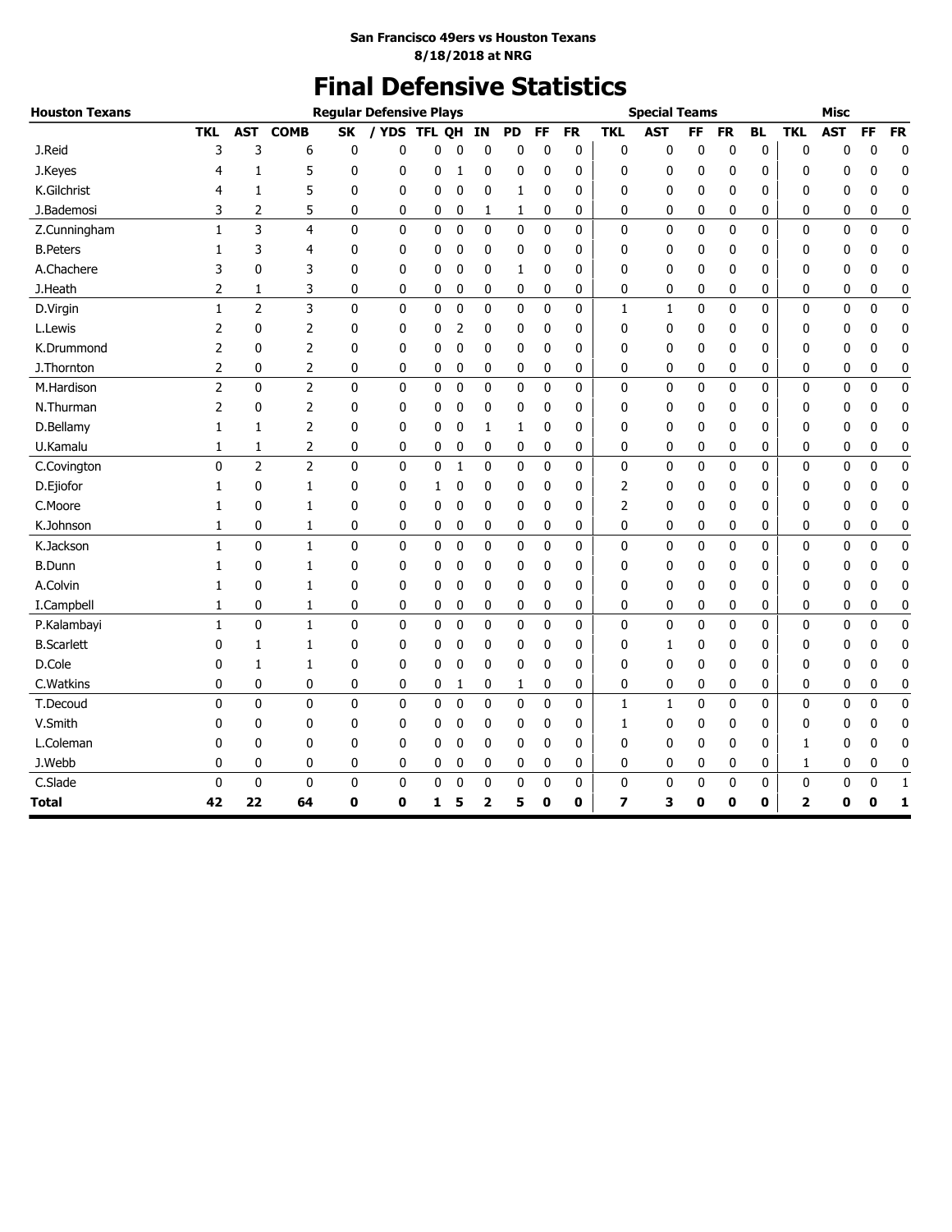**San Francisco 49ers vs Houston Texans**
**8/18/2018 at NRG**

# Final Defensive Statistics

| Houston Texans | Regular Defensive Plays | | | | | | | | | | | Special Teams | | | | | Misc | | | |
|---|---|---|---|---|---|---|---|---|---|---|---|---|---|---|---|---|---|---|---|---|
| | TKL | AST | COMB | SK | / YDS | TFL | QH | IN | PD | FF | FR | TKL | AST | FF | FR | BL | TKL | AST | FF | FR |
| J.Reid | 3 | 3 | 6 | 0 | 0 | 0 | 0 | 0 | 0 | 0 | 0 | 0 | 0 | 0 | 0 | 0 | 0 | 0 | 0 | 0 |
| J.Keyes | 4 | 1 | 5 | 0 | 0 | 0 | 1 | 0 | 0 | 0 | 0 | 0 | 0 | 0 | 0 | 0 | 0 | 0 | 0 | 0 |
| K.Gilchrist | 4 | 1 | 5 | 0 | 0 | 0 | 0 | 0 | 1 | 0 | 0 | 0 | 0 | 0 | 0 | 0 | 0 | 0 | 0 | 0 |
| J.Bademosi | 3 | 2 | 5 | 0 | 0 | 0 | 0 | 1 | 1 | 0 | 0 | 0 | 0 | 0 | 0 | 0 | 0 | 0 | 0 | 0 |
| Z.Cunningham | 1 | 3 | 4 | 0 | 0 | 0 | 0 | 0 | 0 | 0 | 0 | 0 | 0 | 0 | 0 | 0 | 0 | 0 | 0 | 0 |
| B.Peters | 1 | 3 | 4 | 0 | 0 | 0 | 0 | 0 | 0 | 0 | 0 | 0 | 0 | 0 | 0 | 0 | 0 | 0 | 0 | 0 |
| A.Chachere | 3 | 0 | 3 | 0 | 0 | 0 | 0 | 0 | 1 | 0 | 0 | 0 | 0 | 0 | 0 | 0 | 0 | 0 | 0 | 0 |
| J.Heath | 2 | 1 | 3 | 0 | 0 | 0 | 0 | 0 | 0 | 0 | 0 | 0 | 0 | 0 | 0 | 0 | 0 | 0 | 0 | 0 |
| D.Virgin | 1 | 2 | 3 | 0 | 0 | 0 | 0 | 0 | 0 | 0 | 0 | 1 | 1 | 0 | 0 | 0 | 0 | 0 | 0 | 0 |
| L.Lewis | 2 | 0 | 2 | 0 | 0 | 0 | 2 | 0 | 0 | 0 | 0 | 0 | 0 | 0 | 0 | 0 | 0 | 0 | 0 | 0 |
| K.Drummond | 2 | 0 | 2 | 0 | 0 | 0 | 0 | 0 | 0 | 0 | 0 | 0 | 0 | 0 | 0 | 0 | 0 | 0 | 0 | 0 |
| J.Thornton | 2 | 0 | 2 | 0 | 0 | 0 | 0 | 0 | 0 | 0 | 0 | 0 | 0 | 0 | 0 | 0 | 0 | 0 | 0 | 0 |
| M.Hardison | 2 | 0 | 2 | 0 | 0 | 0 | 0 | 0 | 0 | 0 | 0 | 0 | 0 | 0 | 0 | 0 | 0 | 0 | 0 | 0 |
| N.Thurman | 2 | 0 | 2 | 0 | 0 | 0 | 0 | 0 | 0 | 0 | 0 | 0 | 0 | 0 | 0 | 0 | 0 | 0 | 0 | 0 |
| D.Bellamy | 1 | 1 | 2 | 0 | 0 | 0 | 0 | 1 | 1 | 0 | 0 | 0 | 0 | 0 | 0 | 0 | 0 | 0 | 0 | 0 |
| U.Kamalu | 1 | 1 | 2 | 0 | 0 | 0 | 0 | 0 | 0 | 0 | 0 | 0 | 0 | 0 | 0 | 0 | 0 | 0 | 0 | 0 |
| C.Covington | 0 | 2 | 2 | 0 | 0 | 0 | 1 | 0 | 0 | 0 | 0 | 0 | 0 | 0 | 0 | 0 | 0 | 0 | 0 | 0 |
| D.Ejiofor | 1 | 0 | 1 | 0 | 0 | 1 | 0 | 0 | 0 | 0 | 0 | 2 | 0 | 0 | 0 | 0 | 0 | 0 | 0 | 0 |
| C.Moore | 1 | 0 | 1 | 0 | 0 | 0 | 0 | 0 | 0 | 0 | 0 | 2 | 0 | 0 | 0 | 0 | 0 | 0 | 0 | 0 |
| K.Johnson | 1 | 0 | 1 | 0 | 0 | 0 | 0 | 0 | 0 | 0 | 0 | 0 | 0 | 0 | 0 | 0 | 0 | 0 | 0 | 0 |
| K.Jackson | 1 | 0 | 1 | 0 | 0 | 0 | 0 | 0 | 0 | 0 | 0 | 0 | 0 | 0 | 0 | 0 | 0 | 0 | 0 | 0 |
| B.Dunn | 1 | 0 | 1 | 0 | 0 | 0 | 0 | 0 | 0 | 0 | 0 | 0 | 0 | 0 | 0 | 0 | 0 | 0 | 0 | 0 |
| A.Colvin | 1 | 0 | 1 | 0 | 0 | 0 | 0 | 0 | 0 | 0 | 0 | 0 | 0 | 0 | 0 | 0 | 0 | 0 | 0 | 0 |
| I.Campbell | 1 | 0 | 1 | 0 | 0 | 0 | 0 | 0 | 0 | 0 | 0 | 0 | 0 | 0 | 0 | 0 | 0 | 0 | 0 | 0 |
| P.Kalambayi | 1 | 0 | 1 | 0 | 0 | 0 | 0 | 0 | 0 | 0 | 0 | 0 | 0 | 0 | 0 | 0 | 0 | 0 | 0 | 0 |
| B.Scarlett | 0 | 1 | 1 | 0 | 0 | 0 | 0 | 0 | 0 | 0 | 0 | 0 | 1 | 0 | 0 | 0 | 0 | 0 | 0 | 0 |
| D.Cole | 0 | 1 | 1 | 0 | 0 | 0 | 0 | 0 | 0 | 0 | 0 | 0 | 0 | 0 | 0 | 0 | 0 | 0 | 0 | 0 |
| C.Watkins | 0 | 0 | 0 | 0 | 0 | 0 | 1 | 0 | 1 | 0 | 0 | 0 | 0 | 0 | 0 | 0 | 0 | 0 | 0 | 0 |
| T.Decoud | 0 | 0 | 0 | 0 | 0 | 0 | 0 | 0 | 0 | 0 | 0 | 1 | 1 | 0 | 0 | 0 | 0 | 0 | 0 | 0 |
| V.Smith | 0 | 0 | 0 | 0 | 0 | 0 | 0 | 0 | 0 | 0 | 0 | 1 | 0 | 0 | 0 | 0 | 0 | 0 | 0 | 0 |
| L.Coleman | 0 | 0 | 0 | 0 | 0 | 0 | 0 | 0 | 0 | 0 | 0 | 0 | 0 | 0 | 0 | 0 | 1 | 0 | 0 | 0 |
| J.Webb | 0 | 0 | 0 | 0 | 0 | 0 | 0 | 0 | 0 | 0 | 0 | 0 | 0 | 0 | 0 | 0 | 1 | 0 | 0 | 0 |
| C.Slade | 0 | 0 | 0 | 0 | 0 | 0 | 0 | 0 | 0 | 0 | 0 | 0 | 0 | 0 | 0 | 0 | 0 | 0 | 0 | 1 |
| **Total** | **42** | **22** | **64** | **0** | **0** | **1** | **5** | **2** | **5** | **0** | **0** | **7** | **3** | **0** | **0** | **0** | **2** | **0** | **0** | **1** |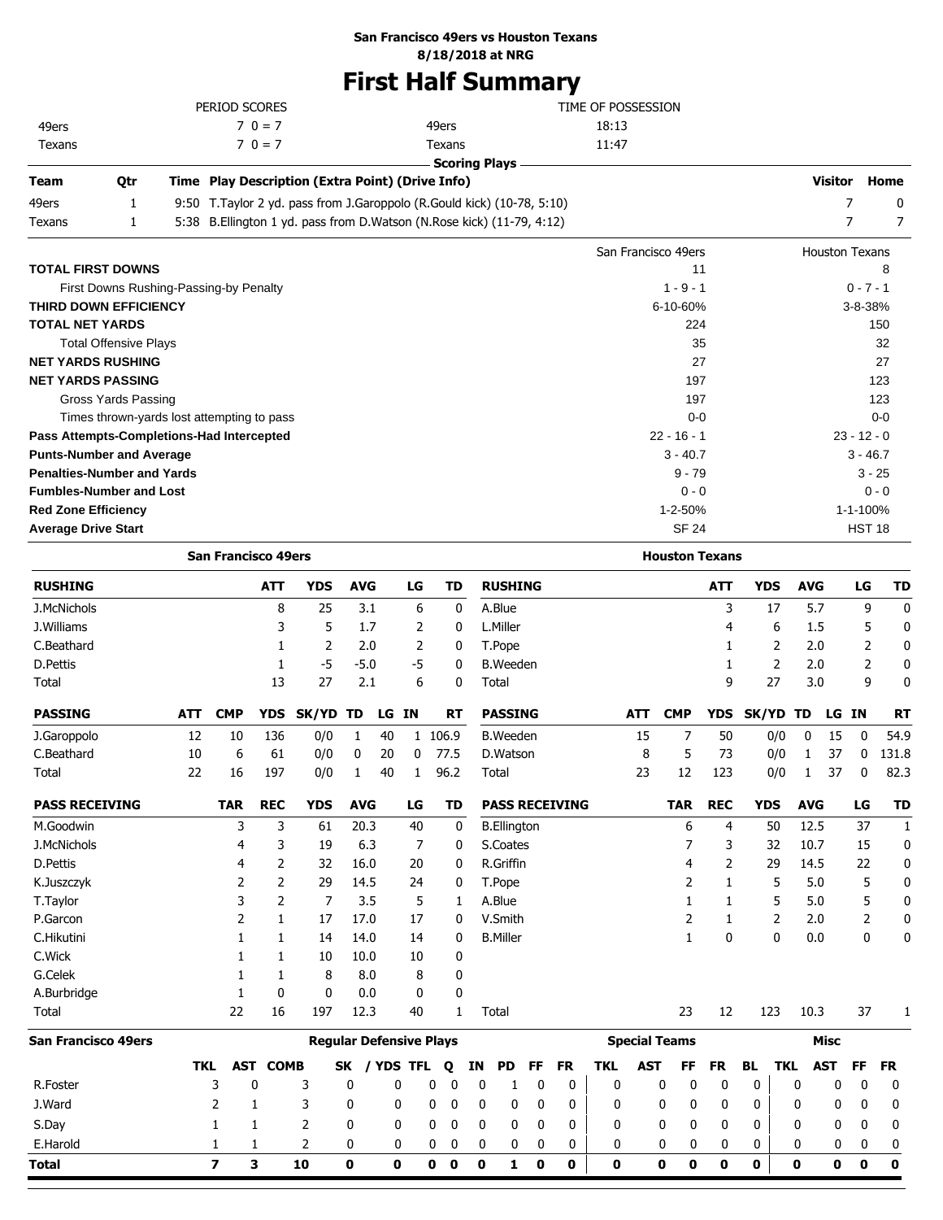**San Francisco 49ers vs Houston Texans**
**8/18/2018 at NRG**

# First Half Summary

| PERIOD SCORES | | TIME OF POSSESSION | |
|---|---|---|---|
| 49ers | 7 0 = 7 | 49ers | 18:13 |
| Texans | 7 0 = 7 | Texans | 11:47 |

**Scoring Plays**

| Team | Qtr | Time | Play Description (Extra Point) (Drive Info) | Visitor | Home |
|---|---|---|---|---|---|
| 49ers | 1 | 9:50 | T.Taylor 2 yd. pass from J.Garoppolo (R.Gould kick) (10-78, 5:10) | 7 | 0 |
| Texans | 1 | 5:38 | B.Ellington 1 yd. pass from D.Watson (N.Rose kick) (11-79, 4:12) | 7 | 7 |

| | San Francisco 49ers | Houston Texans |
|---|---|---|
| **TOTAL FIRST DOWNS** | 11 | 8 |
| First Downs Rushing-Passing-by Penalty | 1 - 9 - 1 | 0 - 7 - 1 |
| **THIRD DOWN EFFICIENCY** | 6-10-60% | 3-8-38% |
| **TOTAL NET YARDS** | 224 | 150 |
| Total Offensive Plays | 35 | 32 |
| **NET YARDS RUSHING** | 27 | 27 |
| **NET YARDS PASSING** | 197 | 123 |
| Gross Yards Passing | 197 | 123 |
| Times thrown-yards lost attempting to pass | 0-0 | 0-0 |
| **Pass Attempts-Completions-Had Intercepted** | 22 - 16 - 1 | 23 - 12 - 0 |
| **Punts-Number and Average** | 3 - 40.7 | 3 - 46.7 |
| **Penalties-Number and Yards** | 9 - 79 | 3 - 25 |
| **Fumbles-Number and Lost** | 0 - 0 | 0 - 0 |
| **Red Zone Efficiency** | 1-2-50% | 1-1-100% |
| **Average Drive Start** | SF 24 | HST 18 |

## San Francisco 49ers

| RUSHING | ATT | YDS | AVG | LG | TD |
|---|---|---|---|---|---|
| J.McNichols | 8 | 25 | 3.1 | 6 | 0 |
| J.Williams | 3 | 5 | 1.7 | 2 | 0 |
| C.Beathard | 1 | 2 | 2.0 | 2 | 0 |
| D.Pettis | 1 | -5 | -5.0 | -5 | 0 |
| Total | 13 | 27 | 2.1 | 6 | 0 |

| PASSING | ATT | CMP | YDS | SK/YD | TD | LG | IN | RT |
|---|---|---|---|---|---|---|---|---|
| J.Garoppolo | 12 | 10 | 136 | 0/0 | 1 | 40 | 1 | 106.9 |
| C.Beathard | 10 | 6 | 61 | 0/0 | 0 | 20 | 0 | 77.5 |
| Total | 22 | 16 | 197 | 0/0 | 1 | 40 | 1 | 96.2 |

| PASS RECEIVING | TAR | REC | YDS | AVG | LG | TD |
|---|---|---|---|---|---|---|
| M.Goodwin | 3 | 3 | 61 | 20.3 | 40 | 0 |
| J.McNichols | 4 | 3 | 19 | 6.3 | 7 | 0 |
| D.Pettis | 4 | 2 | 32 | 16.0 | 20 | 0 |
| K.Juszczyk | 2 | 2 | 29 | 14.5 | 24 | 0 |
| T.Taylor | 3 | 2 | 7 | 3.5 | 5 | 1 |
| P.Garcon | 2 | 1 | 17 | 17.0 | 17 | 0 |
| C.Hikutini | 1 | 1 | 14 | 14.0 | 14 | 0 |
| C.Wick | 1 | 1 | 10 | 10.0 | 10 | 0 |
| G.Celek | 1 | 1 | 8 | 8.0 | 8 | 0 |
| A.Burbridge | 1 | 0 | 0 | 0.0 | 0 | 0 |
| Total | 22 | 16 | 197 | 12.3 | 40 | 1 |

## Houston Texans

| RUSHING | ATT | YDS | AVG | LG | TD |
|---|---|---|---|---|---|
| A.Blue | 3 | 17 | 5.7 | 9 | 0 |
| L.Miller | 4 | 6 | 1.5 | 5 | 0 |
| T.Pope | 1 | 2 | 2.0 | 2 | 0 |
| B.Weeden | 1 | 2 | 2.0 | 2 | 0 |
| Total | 9 | 27 | 3.0 | 9 | 0 |

| PASSING | ATT | CMP | YDS | SK/YD | TD | LG | IN | RT |
|---|---|---|---|---|---|---|---|---|
| B.Weeden | 15 | 7 | 50 | 0/0 | 0 | 15 | 0 | 54.9 |
| D.Watson | 8 | 5 | 73 | 0/0 | 1 | 37 | 0 | 131.8 |
| Total | 23 | 12 | 123 | 0/0 | 1 | 37 | 0 | 82.3 |

| PASS RECEIVING | TAR | REC | YDS | AVG | LG | TD |
|---|---|---|---|---|---|---|
| B.Ellington | 6 | 4 | 50 | 12.5 | 37 | 1 |
| S.Coates | 7 | 3 | 32 | 10.7 | 15 | 0 |
| R.Griffin | 4 | 2 | 29 | 14.5 | 22 | 0 |
| T.Pope | 2 | 1 | 5 | 5.0 | 5 | 0 |
| A.Blue | 1 | 1 | 5 | 5.0 | 5 | 0 |
| V.Smith | 2 | 1 | 2 | 2.0 | 2 | 0 |
| B.Miller | 1 | 0 | 0 | 0.0 | 0 | 0 |
| Total | 23 | 12 | 123 | 10.3 | 37 | 1 |

## San Francisco 49ers Defense

| | Regular Defensive Plays | | | | | | | | | | | | Special Teams | | | | | Misc | | | |
|---|---|---|---|---|---|---|---|---|---|---|---|---|---|---|---|---|---|---|---|---|---|
| | TKL | AST | COMB | SK | / YDS | TFL | Q | IN | PD | FF | FR | TKL | AST | FF | FR | BL | TKL | AST | FF | FR |
| R.Foster | 3 | 0 | 3 | 0 | 0 | 0 | 0 | 0 | 1 | 0 | 0 | 0 | 0 | 0 | 0 | 0 | 0 | 0 | 0 | 0 |
| J.Ward | 2 | 1 | 3 | 0 | 0 | 0 | 0 | 0 | 0 | 0 | 0 | 0 | 0 | 0 | 0 | 0 | 0 | 0 | 0 | 0 |
| S.Day | 1 | 1 | 2 | 0 | 0 | 0 | 0 | 0 | 0 | 0 | 0 | 0 | 0 | 0 | 0 | 0 | 0 | 0 | 0 | 0 |
| E.Harold | 1 | 1 | 2 | 0 | 0 | 0 | 0 | 0 | 0 | 0 | 0 | 0 | 0 | 0 | 0 | 0 | 0 | 0 | 0 | 0 |
| **Total** | **7** | **3** | **10** | **0** | **0** | **0** | **0** | **0** | **1** | **0** | **0** | **0** | **0** | **0** | **0** | **0** | **0** | **0** | **0** | **0** |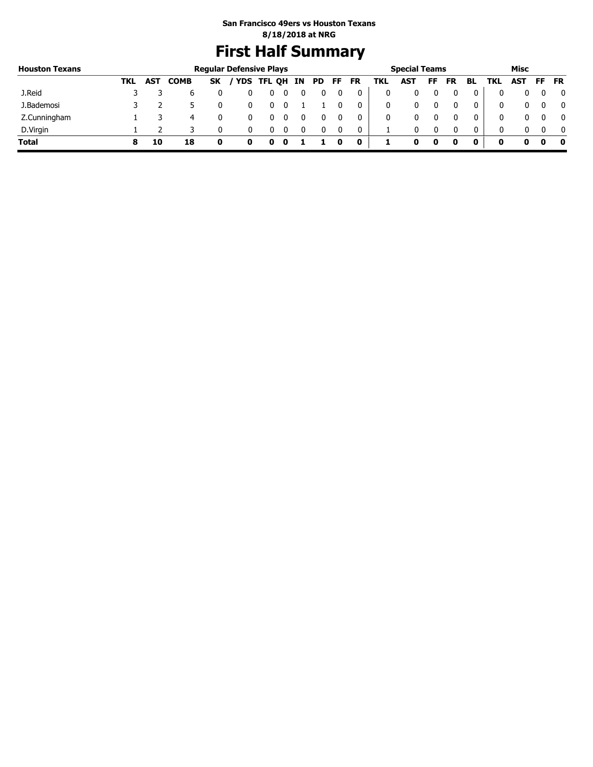**San Francisco 49ers vs Houston Texans**
**8/18/2018 at NRG**

# First Half Summary

| Houston Texans | Regular Defensive Plays | | | | | | | | | | | Special Teams | | | | | | Misc | | | |
|---|---|---|---|---|---|---|---|---|---|---|---|---|---|---|---|---|---|---|---|---|---|
| | TKL | AST | COMB | SK | / YDS | TFL | QH | IN | PD | FF | FR | TKL | AST | FF | FR | BL | TKL | AST | FF | FR |
| J.Reid | 3 | 3 | 6 | 0 | 0 | 0 | 0 | 0 | 0 | 0 | 0 | 0 | 0 | 0 | 0 | 0 | 0 | 0 | 0 | 0 |
| J.Bademosi | 3 | 2 | 5 | 0 | 0 | 0 | 0 | 1 | 1 | 0 | 0 | 0 | 0 | 0 | 0 | 0 | 0 | 0 | 0 | 0 |
| Z.Cunningham | 1 | 3 | 4 | 0 | 0 | 0 | 0 | 0 | 0 | 0 | 0 | 0 | 0 | 0 | 0 | 0 | 0 | 0 | 0 | 0 |
| D.Virgin | 1 | 2 | 3 | 0 | 0 | 0 | 0 | 0 | 0 | 0 | 0 | 1 | 0 | 0 | 0 | 0 | 0 | 0 | 0 | 0 |
| **Total** | **8** | **10** | **18** | **0** | **0** | **0** | **0** | **1** | **1** | **0** | **0** | **1** | **0** | **0** | **0** | **0** | **0** | **0** | **0** | **0** |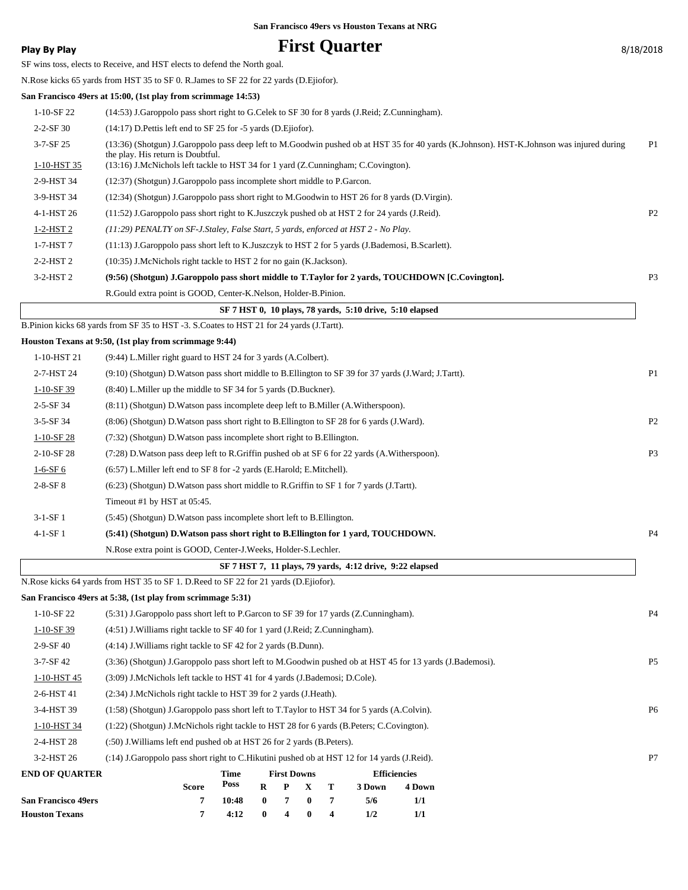San Francisco 49ers vs Houston Texans at NRG

**Play By Play**

# First Quarter

8/18/2018

SF wins toss, elects to Receive, and HST elects to defend the North goal.

N.Rose kicks 65 yards from HST 35 to SF 0. R.James to SF 22 for 22 yards (D.Ejiofor).

**San Francisco 49ers at 15:00, (1st play from scrimmage 14:53)**

| Down | Play | |
|---|---|---|
| 1-10-SF 22 | (14:53) J.Garoppolo pass short right to G.Celek to SF 30 for 8 yards (J.Reid; Z.Cunningham). | |
| 2-2-SF 30 | (14:17) D.Pettis left end to SF 25 for -5 yards (D.Ejiofor). | |
| 3-7-SF 25 | (13:36) (Shotgun) J.Garoppolo pass deep left to M.Goodwin pushed ob at HST 35 for 40 yards (K.Johnson). HST-K.Johnson was injured during the play. His return is Doubtful. | P1 |
| 1-10-HST 35 | (13:16) J.McNichols left tackle to HST 34 for 1 yard (Z.Cunningham; C.Covington). | |
| 2-9-HST 34 | (12:37) (Shotgun) J.Garoppolo pass incomplete short middle to P.Garcon. | |
| 3-9-HST 34 | (12:34) (Shotgun) J.Garoppolo pass short right to M.Goodwin to HST 26 for 8 yards (D.Virgin). | |
| 4-1-HST 26 | (11:52) J.Garoppolo pass short right to K.Juszczyk pushed ob at HST 2 for 24 yards (J.Reid). | P2 |
| 1-2-HST 2 | *(11:29) PENALTY on SF-J.Staley, False Start, 5 yards, enforced at HST 2 - No Play.* | |
| 1-7-HST 7 | (11:13) J.Garoppolo pass short left to K.Juszczyk to HST 2 for 5 yards (J.Bademosi, B.Scarlett). | |
| 2-2-HST 2 | (10:35) J.McNichols right tackle to HST 2 for no gain (K.Jackson). | |
| 3-2-HST 2 | **(9:56) (Shotgun) J.Garoppolo pass short middle to T.Taylor for 2 yards, TOUCHDOWN [C.Covington].** | P3 |
| | R.Gould extra point is GOOD, Center-K.Nelson, Holder-B.Pinion. | |

**SF 7 HST 0, 10 plays, 78 yards, 5:10 drive, 5:10 elapsed**

B.Pinion kicks 68 yards from SF 35 to HST -3. S.Coates to HST 21 for 24 yards (J.Tartt).

**Houston Texans at 9:50, (1st play from scrimmage 9:44)**

| Down | Play | |
|---|---|---|
| 1-10-HST 21 | (9:44) L.Miller right guard to HST 24 for 3 yards (A.Colbert). | |
| 2-7-HST 24 | (9:10) (Shotgun) D.Watson pass short middle to B.Ellington to SF 39 for 37 yards (J.Ward; J.Tartt). | P1 |
| 1-10-SF 39 | (8:40) L.Miller up the middle to SF 34 for 5 yards (D.Buckner). | |
| 2-5-SF 34 | (8:11) (Shotgun) D.Watson pass incomplete deep left to B.Miller (A.Witherspoon). | |
| 3-5-SF 34 | (8:06) (Shotgun) D.Watson pass short right to B.Ellington to SF 28 for 6 yards (J.Ward). | P2 |
| 1-10-SF 28 | (7:32) (Shotgun) D.Watson pass incomplete short right to B.Ellington. | |
| 2-10-SF 28 | (7:28) D.Watson pass deep left to R.Griffin pushed ob at SF 6 for 22 yards (A.Witherspoon). | P3 |
| 1-6-SF 6 | (6:57) L.Miller left end to SF 8 for -2 yards (E.Harold; E.Mitchell). | |
| 2-8-SF 8 | (6:23) (Shotgun) D.Watson pass short middle to R.Griffin to SF 1 for 7 yards (J.Tartt). | |
| | Timeout #1 by HST at 05:45. | |
| 3-1-SF 1 | (5:45) (Shotgun) D.Watson pass incomplete short left to B.Ellington. | |
| 4-1-SF 1 | **(5:41) (Shotgun) D.Watson pass short right to B.Ellington for 1 yard, TOUCHDOWN.** | P4 |
| | N.Rose extra point is GOOD, Center-J.Weeks, Holder-S.Lechler. | |

**SF 7 HST 7, 11 plays, 79 yards, 4:12 drive, 9:22 elapsed**

N.Rose kicks 64 yards from HST 35 to SF 1. D.Reed to SF 22 for 21 yards (D.Ejiofor).

**San Francisco 49ers at 5:38, (1st play from scrimmage 5:31)**

| Down | Play | |
|---|---|---|
| 1-10-SF 22 | (5:31) J.Garoppolo pass short left to P.Garcon to SF 39 for 17 yards (Z.Cunningham). | P4 |
| 1-10-SF 39 | (4:51) J.Williams right tackle to SF 40 for 1 yard (J.Reid; Z.Cunningham). | |
| 2-9-SF 40 | (4:14) J.Williams right tackle to SF 42 for 2 yards (B.Dunn). | |
| 3-7-SF 42 | (3:36) (Shotgun) J.Garoppolo pass short left to M.Goodwin pushed ob at HST 45 for 13 yards (J.Bademosi). | P5 |
| 1-10-HST 45 | (3:09) J.McNichols left tackle to HST 41 for 4 yards (J.Bademosi; D.Cole). | |
| 2-6-HST 41 | (2:34) J.McNichols right tackle to HST 39 for 2 yards (J.Heath). | |
| 3-4-HST 39 | (1:58) (Shotgun) J.Garoppolo pass short left to T.Taylor to HST 34 for 5 yards (A.Colvin). | P6 |
| 1-10-HST 34 | (1:22) (Shotgun) J.McNichols right tackle to HST 28 for 6 yards (B.Peters; C.Covington). | |
| 2-4-HST 28 | (:50) J.Williams left end pushed ob at HST 26 for 2 yards (B.Peters). | |
| 3-2-HST 26 | (:14) J.Garoppolo pass short right to C.Hikutini pushed ob at HST 12 for 14 yards (J.Reid). | P7 |

| END OF QUARTER | Score | Time Poss | First Downs R | P | X | T | Efficiencies 3 Down | 4 Down |
|---|---|---|---|---|---|---|---|---|
| San Francisco 49ers | 7 | 10:48 | 0 | 7 | 0 | 7 | 5/6 | 1/1 |
| Houston Texans | 7 | 4:12 | 0 | 4 | 0 | 4 | 1/2 | 1/1 |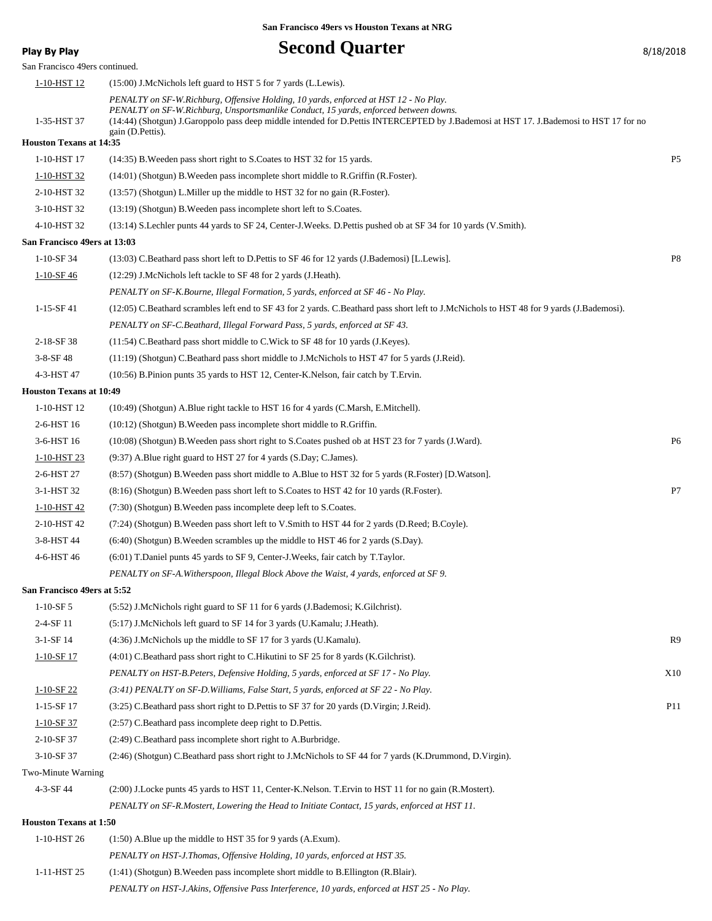San Francisco 49ers vs Houston Texans at NRG

**Play By Play**

# Second Quarter

8/18/2018

San Francisco 49ers continued.

| | | |
|---|---|---|
| 1-10-HST 12 | (15:00) J.McNichols left guard to HST 5 for 7 yards (L.Lewis). | |
| | *PENALTY on SF-W.Richburg, Offensive Holding, 10 yards, enforced at HST 12 - No Play.* *PENALTY on SF-W.Richburg, Unsportsmanlike Conduct, 15 yards, enforced between downs.* | |
| 1-35-HST 37 | (14:44) (Shotgun) J.Garoppolo pass deep middle intended for D.Pettis INTERCEPTED by J.Bademosi at HST 17. J.Bademosi to HST 17 for no gain (D.Pettis). | |
| **Houston Texans at 14:35** | | |
| 1-10-HST 17 | (14:35) B.Weeden pass short right to S.Coates to HST 32 for 15 yards. | P5 |
| 1-10-HST 32 | (14:01) (Shotgun) B.Weeden pass incomplete short middle to R.Griffin (R.Foster). | |
| 2-10-HST 32 | (13:57) (Shotgun) L.Miller up the middle to HST 32 for no gain (R.Foster). | |
| 3-10-HST 32 | (13:19) (Shotgun) B.Weeden pass incomplete short left to S.Coates. | |
| 4-10-HST 32 | (13:14) S.Lechler punts 44 yards to SF 24, Center-J.Weeks. D.Pettis pushed ob at SF 34 for 10 yards (V.Smith). | |
| **San Francisco 49ers at 13:03** | | |
| 1-10-SF 34 | (13:03) C.Beathard pass short left to D.Pettis to SF 46 for 12 yards (J.Bademosi) [L.Lewis]. | P8 |
| 1-10-SF 46 | (12:29) J.McNichols left tackle to SF 48 for 2 yards (J.Heath). | |
| | *PENALTY on SF-K.Bourne, Illegal Formation, 5 yards, enforced at SF 46 - No Play.* | |
| 1-15-SF 41 | (12:05) C.Beathard scrambles left end to SF 43 for 2 yards. C.Beathard pass short left to J.McNichols to HST 48 for 9 yards (J.Bademosi). | |
| | *PENALTY on SF-C.Beathard, Illegal Forward Pass, 5 yards, enforced at SF 43.* | |
| 2-18-SF 38 | (11:54) C.Beathard pass short middle to C.Wick to SF 48 for 10 yards (J.Keyes). | |
| 3-8-SF 48 | (11:19) (Shotgun) C.Beathard pass short middle to J.McNichols to HST 47 for 5 yards (J.Reid). | |
| 4-3-HST 47 | (10:56) B.Pinion punts 35 yards to HST 12, Center-K.Nelson, fair catch by T.Ervin. | |
| **Houston Texans at 10:49** | | |
| 1-10-HST 12 | (10:49) (Shotgun) A.Blue right tackle to HST 16 for 4 yards (C.Marsh, E.Mitchell). | |
| 2-6-HST 16 | (10:12) (Shotgun) B.Weeden pass incomplete short middle to R.Griffin. | |
| 3-6-HST 16 | (10:08) (Shotgun) B.Weeden pass short right to S.Coates pushed ob at HST 23 for 7 yards (J.Ward). | P6 |
| 1-10-HST 23 | (9:37) A.Blue right guard to HST 27 for 4 yards (S.Day; C.James). | |
| 2-6-HST 27 | (8:57) (Shotgun) B.Weeden pass short middle to A.Blue to HST 32 for 5 yards (R.Foster) [D.Watson]. | |
| 3-1-HST 32 | (8:16) (Shotgun) B.Weeden pass short left to S.Coates to HST 42 for 10 yards (R.Foster). | P7 |
| 1-10-HST 42 | (7:30) (Shotgun) B.Weeden pass incomplete deep left to S.Coates. | |
| 2-10-HST 42 | (7:24) (Shotgun) B.Weeden pass short left to V.Smith to HST 44 for 2 yards (D.Reed; B.Coyle). | |
| 3-8-HST 44 | (6:40) (Shotgun) B.Weeden scrambles up the middle to HST 46 for 2 yards (S.Day). | |
| 4-6-HST 46 | (6:01) T.Daniel punts 45 yards to SF 9, Center-J.Weeks, fair catch by T.Taylor. | |
| | *PENALTY on SF-A.Witherspoon, Illegal Block Above the Waist, 4 yards, enforced at SF 9.* | |
| **San Francisco 49ers at 5:52** | | |
| 1-10-SF 5 | (5:52) J.McNichols right guard to SF 11 for 6 yards (J.Bademosi; K.Gilchrist). | |
| 2-4-SF 11 | (5:17) J.McNichols left guard to SF 14 for 3 yards (U.Kamalu; J.Heath). | |
| 3-1-SF 14 | (4:36) J.McNichols up the middle to SF 17 for 3 yards (U.Kamalu). | R9 |
| 1-10-SF 17 | (4:01) C.Beathard pass short right to C.Hikutini to SF 25 for 8 yards (K.Gilchrist). | |
| | *PENALTY on HST-B.Peters, Defensive Holding, 5 yards, enforced at SF 17 - No Play.* | X10 |
| 1-10-SF 22 | *(3:41) PENALTY on SF-D.Williams, False Start, 5 yards, enforced at SF 22 - No Play.* | |
| 1-15-SF 17 | (3:25) C.Beathard pass short right to D.Pettis to SF 37 for 20 yards (D.Virgin; J.Reid). | P11 |
| 1-10-SF 37 | (2:57) C.Beathard pass incomplete deep right to D.Pettis. | |
| 2-10-SF 37 | (2:49) C.Beathard pass incomplete short right to A.Burbridge. | |
| 3-10-SF 37 | (2:46) (Shotgun) C.Beathard pass short right to J.McNichols to SF 44 for 7 yards (K.Drummond, D.Virgin). | |
| Two-Minute Warning | | |
| 4-3-SF 44 | (2:00) J.Locke punts 45 yards to HST 11, Center-K.Nelson. T.Ervin to HST 11 for no gain (R.Mostert). | |
| | *PENALTY on SF-R.Mostert, Lowering the Head to Initiate Contact, 15 yards, enforced at HST 11.* | |
| **Houston Texans at 1:50** | | |
| 1-10-HST 26 | (1:50) A.Blue up the middle to HST 35 for 9 yards (A.Exum). | |
| | *PENALTY on HST-J.Thomas, Offensive Holding, 10 yards, enforced at HST 35.* | |
| 1-11-HST 25 | (1:41) (Shotgun) B.Weeden pass incomplete short middle to B.Ellington (R.Blair). | |
| | *PENALTY on HST-J.Akins, Offensive Pass Interference, 10 yards, enforced at HST 25 - No Play.* | |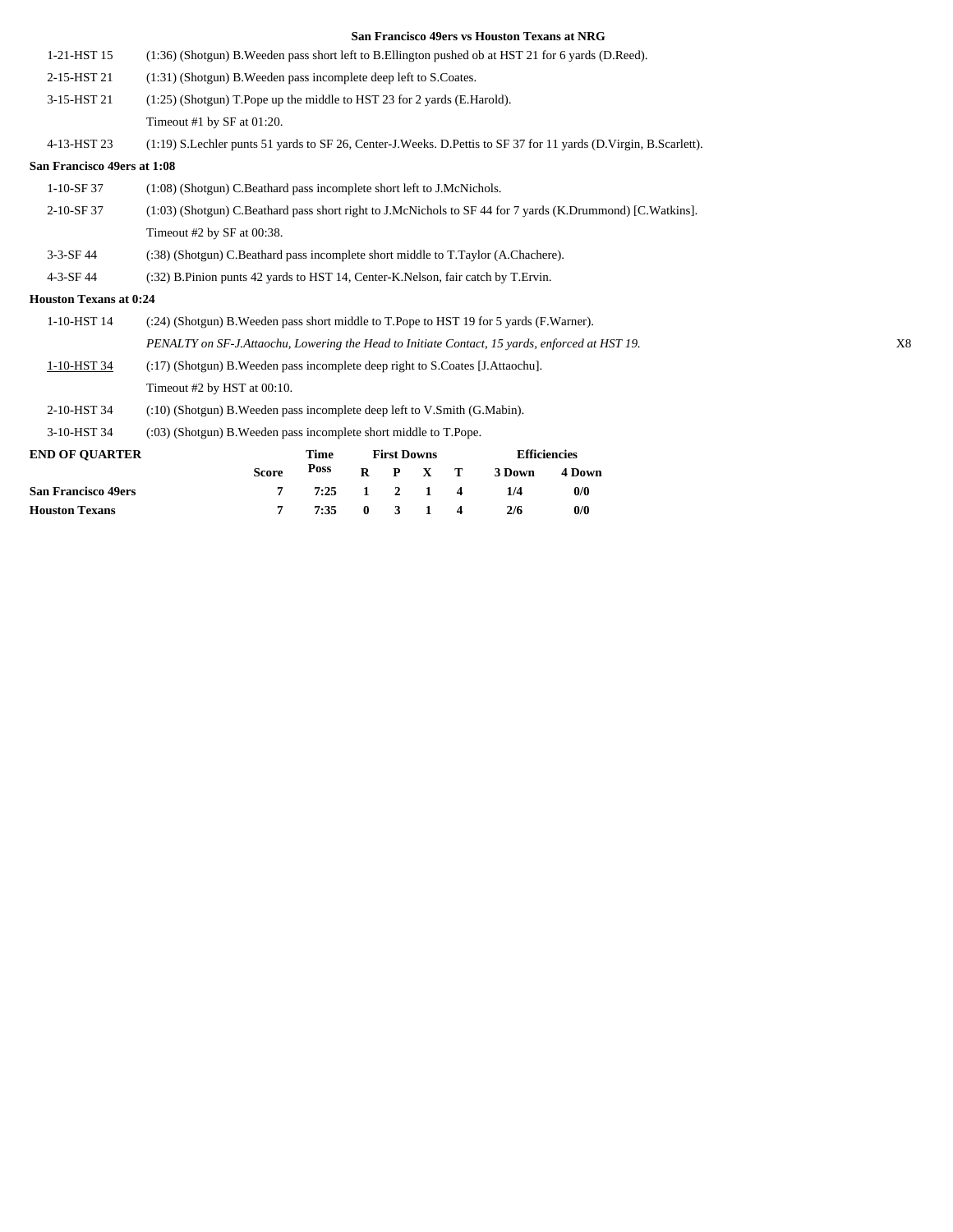**San Francisco 49ers vs Houston Texans at NRG**

| | | |
|---|---|---|
| 1-21-HST 15 | (1:36) (Shotgun) B.Weeden pass short left to B.Ellington pushed ob at HST 21 for 6 yards (D.Reed). | |
| 2-15-HST 21 | (1:31) (Shotgun) B.Weeden pass incomplete deep left to S.Coates. | |
| 3-15-HST 21 | (1:25) (Shotgun) T.Pope up the middle to HST 23 for 2 yards (E.Harold). | |
| | Timeout #1 by SF at 01:20. | |
| 4-13-HST 23 | (1:19) S.Lechler punts 51 yards to SF 26, Center-J.Weeks. D.Pettis to SF 37 for 11 yards (D.Virgin, B.Scarlett). | |

**San Francisco 49ers at 1:08**

| | | |
|---|---|---|
| 1-10-SF 37 | (1:08) (Shotgun) C.Beathard pass incomplete short left to J.McNichols. | |
| 2-10-SF 37 | (1:03) (Shotgun) C.Beathard pass short right to J.McNichols to SF 44 for 7 yards (K.Drummond) [C.Watkins]. | |
| | Timeout #2 by SF at 00:38. | |
| 3-3-SF 44 | (:38) (Shotgun) C.Beathard pass incomplete short middle to T.Taylor (A.Chachere). | |
| 4-3-SF 44 | (:32) B.Pinion punts 42 yards to HST 14, Center-K.Nelson, fair catch by T.Ervin. | |

**Houston Texans at 0:24**

| | | |
|---|---|---|
| 1-10-HST 14 | (:24) (Shotgun) B.Weeden pass short middle to T.Pope to HST 19 for 5 yards (F.Warner). | |
| | *PENALTY on SF-J.Attaochu, Lowering the Head to Initiate Contact, 15 yards, enforced at HST 19.* | X8 |
| 1-10-HST 34 | (:17) (Shotgun) B.Weeden pass incomplete deep right to S.Coates [J.Attaochu]. | |
| | Timeout #2 by HST at 00:10. | |
| 2-10-HST 34 | (:10) (Shotgun) B.Weeden pass incomplete deep left to V.Smith (G.Mabin). | |
| 3-10-HST 34 | (:03) (Shotgun) B.Weeden pass incomplete short middle to T.Pope. | |

| END OF QUARTER | Score | Time Poss | First Downs R | P | X | T | Efficiencies 3 Down | 4 Down |
|---|---|---|---|---|---|---|---|---|
| **San Francisco 49ers** | 7 | 7:25 | 1 | 2 | 1 | 4 | 1/4 | 0/0 |
| **Houston Texans** | 7 | 7:35 | 0 | 3 | 1 | 4 | 2/6 | 0/0 |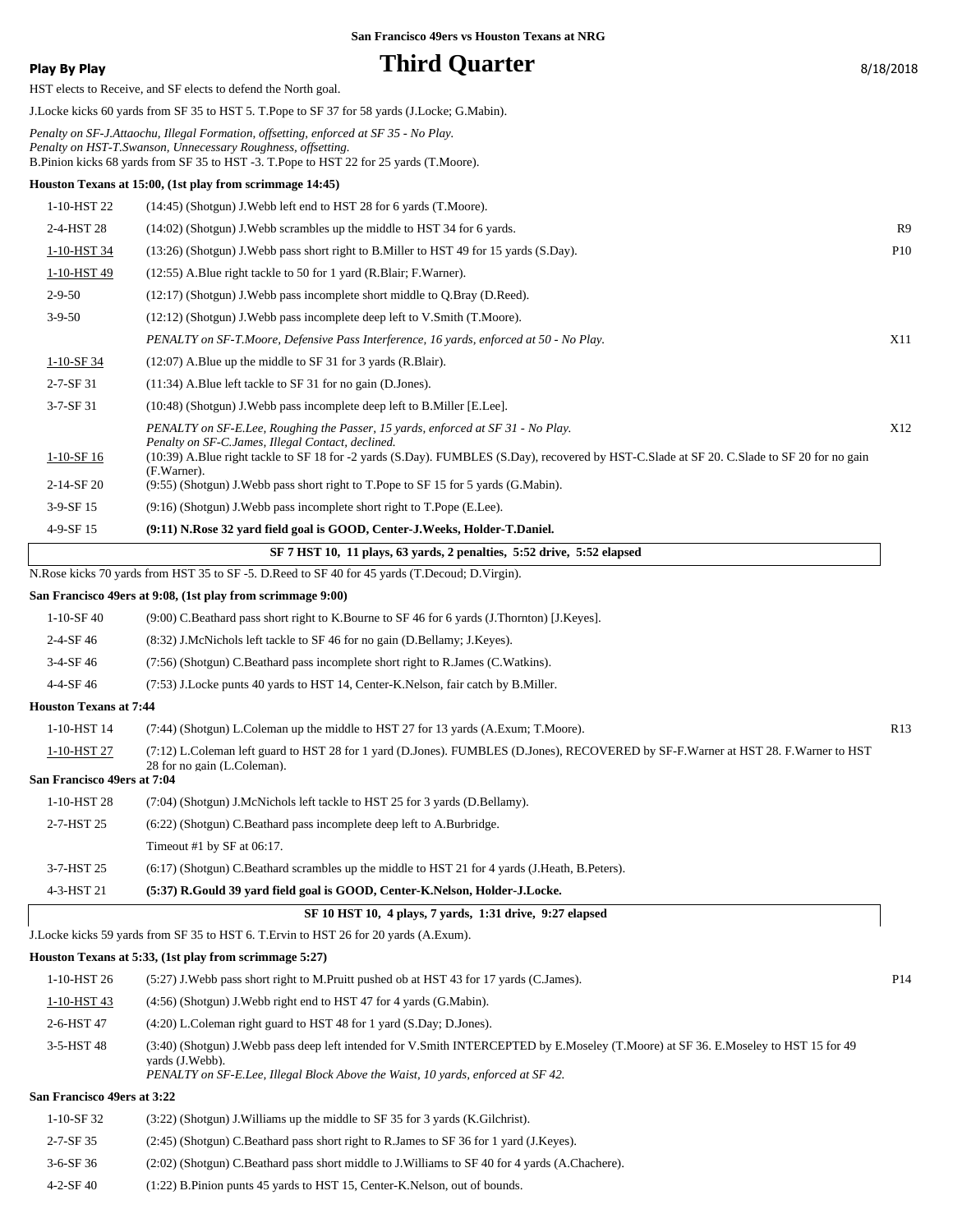San Francisco 49ers vs Houston Texans at NRG

**Play By Play**

# Third Quarter

8/18/2018

HST elects to Receive, and SF elects to defend the North goal.

J.Locke kicks 60 yards from SF 35 to HST 5. T.Pope to SF 37 for 58 yards (J.Locke; G.Mabin).

*Penalty on SF-J.Attaochu, Illegal Formation, offsetting, enforced at SF 35 - No Play.*
*Penalty on HST-T.Swanson, Unnecessary Roughness, offsetting.*
B.Pinion kicks 68 yards from SF 35 to HST -3. T.Pope to HST 22 for 25 yards (T.Moore).

**Houston Texans at 15:00, (1st play from scrimmage 14:45)**

| | | |
|---|---|---|
| 1-10-HST 22 | (14:45) (Shotgun) J.Webb left end to HST 28 for 6 yards (T.Moore). | |
| 2-4-HST 28 | (14:02) (Shotgun) J.Webb scrambles up the middle to HST 34 for 6 yards. | R9 |
| 1-10-HST 34 | (13:26) (Shotgun) J.Webb pass short right to B.Miller to HST 49 for 15 yards (S.Day). | P10 |
| 1-10-HST 49 | (12:55) A.Blue right tackle to 50 for 1 yard (R.Blair; F.Warner). | |
| 2-9-50 | (12:17) (Shotgun) J.Webb pass incomplete short middle to Q.Bray (D.Reed). | |
| 3-9-50 | (12:12) (Shotgun) J.Webb pass incomplete deep left to V.Smith (T.Moore). | |
| | *PENALTY on SF-T.Moore, Defensive Pass Interference, 16 yards, enforced at 50 - No Play.* | X11 |
| 1-10-SF 34 | (12:07) A.Blue up the middle to SF 31 for 3 yards (R.Blair). | |
| 2-7-SF 31 | (11:34) A.Blue left tackle to SF 31 for no gain (D.Jones). | |
| 3-7-SF 31 | (10:48) (Shotgun) J.Webb pass incomplete deep left to B.Miller [E.Lee]. | |
| | *PENALTY on SF-E.Lee, Roughing the Passer, 15 yards, enforced at SF 31 - No Play.* *Penalty on SF-C.James, Illegal Contact, declined.* | X12 |
| 1-10-SF 16 | (10:39) A.Blue right tackle to SF 18 for -2 yards (S.Day). FUMBLES (S.Day), recovered by HST-C.Slade at SF 20. C.Slade to SF 20 for no gain (F.Warner). | |
| 2-14-SF 20 | (9:55) (Shotgun) J.Webb pass short right to T.Pope to SF 15 for 5 yards (G.Mabin). | |
| 3-9-SF 15 | (9:16) (Shotgun) J.Webb pass incomplete short right to T.Pope (E.Lee). | |
| 4-9-SF 15 | **(9:11) N.Rose 32 yard field goal is GOOD, Center-J.Weeks, Holder-T.Daniel.** | |

**SF 7 HST 10, 11 plays, 63 yards, 2 penalties, 5:52 drive, 5:52 elapsed**

N.Rose kicks 70 yards from HST 35 to SF -5. D.Reed to SF 40 for 45 yards (T.Decoud; D.Virgin).

**San Francisco 49ers at 9:08, (1st play from scrimmage 9:00)**

| | | |
|---|---|---|
| 1-10-SF 40 | (9:00) C.Beathard pass short right to K.Bourne to SF 46 for 6 yards (J.Thornton) [J.Keyes]. | |
| 2-4-SF 46 | (8:32) J.McNichols left tackle to SF 46 for no gain (D.Bellamy; J.Keyes). | |
| 3-4-SF 46 | (7:56) (Shotgun) C.Beathard pass incomplete short right to R.James (C.Watkins). | |
| 4-4-SF 46 | (7:53) J.Locke punts 40 yards to HST 14, Center-K.Nelson, fair catch by B.Miller. | |

**Houston Texans at 7:44**

| | | |
|---|---|---|
| 1-10-HST 14 | (7:44) (Shotgun) L.Coleman up the middle to HST 27 for 13 yards (A.Exum; T.Moore). | R13 |
| 1-10-HST 27 | (7:12) L.Coleman left guard to HST 28 for 1 yard (D.Jones). FUMBLES (D.Jones), RECOVERED by SF-F.Warner at HST 28. F.Warner to HST 28 for no gain (L.Coleman). | |

**San Francisco 49ers at 7:04**

| | | |
|---|---|---|
| 1-10-HST 28 | (7:04) (Shotgun) J.McNichols left tackle to HST 25 for 3 yards (D.Bellamy). | |
| 2-7-HST 25 | (6:22) (Shotgun) C.Beathard pass incomplete deep left to A.Burbridge. | |
| | Timeout #1 by SF at 06:17. | |
| 3-7-HST 25 | (6:17) (Shotgun) C.Beathard scrambles up the middle to HST 21 for 4 yards (J.Heath, B.Peters). | |
| 4-3-HST 21 | **(5:37) R.Gould 39 yard field goal is GOOD, Center-K.Nelson, Holder-J.Locke.** | |

**SF 10 HST 10, 4 plays, 7 yards, 1:31 drive, 9:27 elapsed**

J.Locke kicks 59 yards from SF 35 to HST 6. T.Ervin to HST 26 for 20 yards (A.Exum).

**Houston Texans at 5:33, (1st play from scrimmage 5:27)**

| | | |
|---|---|---|
| 1-10-HST 26 | (5:27) J.Webb pass short right to M.Pruitt pushed ob at HST 43 for 17 yards (C.James). | P14 |
| 1-10-HST 43 | (4:56) (Shotgun) J.Webb right end to HST 47 for 4 yards (G.Mabin). | |
| 2-6-HST 47 | (4:20) L.Coleman right guard to HST 48 for 1 yard (S.Day; D.Jones). | |
| 3-5-HST 48 | (3:40) (Shotgun) J.Webb pass deep left intended for V.Smith INTERCEPTED by E.Moseley (T.Moore) at SF 36. E.Moseley to HST 15 for 49 yards (J.Webb). *PENALTY on SF-E.Lee, Illegal Block Above the Waist, 10 yards, enforced at SF 42.* | |

**San Francisco 49ers at 3:22**

| | | |
|---|---|---|
| 1-10-SF 32 | (3:22) (Shotgun) J.Williams up the middle to SF 35 for 3 yards (K.Gilchrist). | |
| 2-7-SF 35 | (2:45) (Shotgun) C.Beathard pass short right to R.James to SF 36 for 1 yard (J.Keyes). | |
| 3-6-SF 36 | (2:02) (Shotgun) C.Beathard pass short middle to J.Williams to SF 40 for 4 yards (A.Chachere). | |
| 4-2-SF 40 | (1:22) B.Pinion punts 45 yards to HST 15, Center-K.Nelson, out of bounds. | |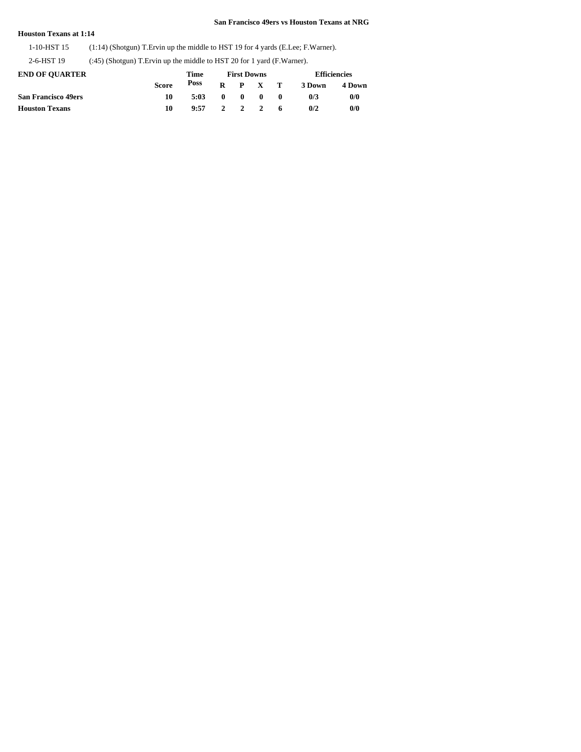**San Francisco 49ers vs Houston Texans at NRG**

**Houston Texans at 1:14**

| | |
|---|---|
| 1-10-HST 15 | (1:14) (Shotgun) T.Ervin up the middle to HST 19 for 4 yards (E.Lee; F.Warner). |
| 2-6-HST 19 | (:45) (Shotgun) T.Ervin up the middle to HST 20 for 1 yard (F.Warner). |

| **END OF QUARTER** | | **Time** | **First Downs** | | | | **Efficiencies** | |
|---|---|---|---|---|---|---|---|---|
| | **Score** | **Poss** | **R** | **P** | **X** | **T** | **3 Down** | **4 Down** |
| **San Francisco 49ers** | **10** | **5:03** | **0** | **0** | **0** | **0** | **0/3** | **0/0** |
| **Houston Texans** | **10** | **9:57** | **2** | **2** | **2** | **6** | **0/2** | **0/0** |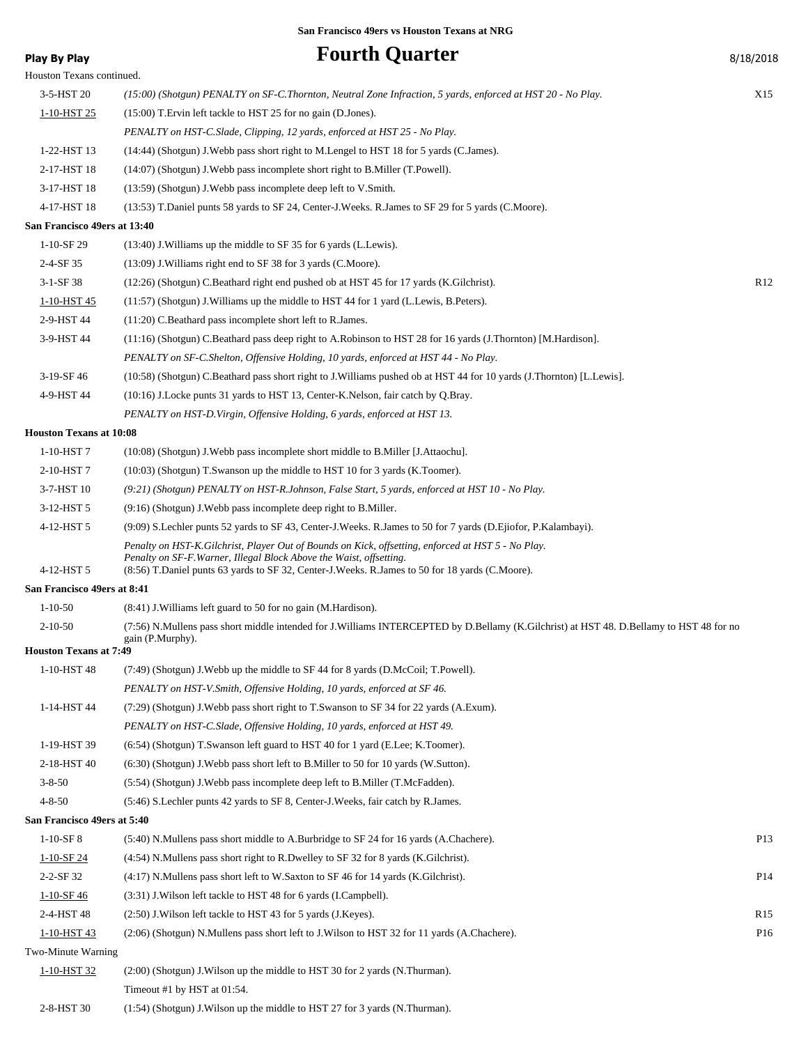San Francisco 49ers vs Houston Texans at NRG

**Play By Play**

# Fourth Quarter

8/18/2018

Houston Texans continued.

| | | |
|---|---|---|
| 3-5-HST 20 | *(15:00) (Shotgun) PENALTY on SF-C.Thornton, Neutral Zone Infraction, 5 yards, enforced at HST 20 - No Play.* | X15 |
| 1-10-HST 25 | (15:00) T.Ervin left tackle to HST 25 for no gain (D.Jones). | |
| | *PENALTY on HST-C.Slade, Clipping, 12 yards, enforced at HST 25 - No Play.* | |
| 1-22-HST 13 | (14:44) (Shotgun) J.Webb pass short right to M.Lengel to HST 18 for 5 yards (C.James). | |
| 2-17-HST 18 | (14:07) (Shotgun) J.Webb pass incomplete short right to B.Miller (T.Powell). | |
| 3-17-HST 18 | (13:59) (Shotgun) J.Webb pass incomplete deep left to V.Smith. | |
| 4-17-HST 18 | (13:53) T.Daniel punts 58 yards to SF 24, Center-J.Weeks. R.James to SF 29 for 5 yards (C.Moore). | |

**San Francisco 49ers at 13:40**

| | | |
|---|---|---|
| 1-10-SF 29 | (13:40) J.Williams up the middle to SF 35 for 6 yards (L.Lewis). | |
| 2-4-SF 35 | (13:09) J.Williams right end to SF 38 for 3 yards (C.Moore). | |
| 3-1-SF 38 | (12:26) (Shotgun) C.Beathard right end pushed ob at HST 45 for 17 yards (K.Gilchrist). | R12 |
| 1-10-HST 45 | (11:57) (Shotgun) J.Williams up the middle to HST 44 for 1 yard (L.Lewis, B.Peters). | |
| 2-9-HST 44 | (11:20) C.Beathard pass incomplete short left to R.James. | |
| 3-9-HST 44 | (11:16) (Shotgun) C.Beathard pass deep right to A.Robinson to HST 28 for 16 yards (J.Thornton) [M.Hardison]. | |
| | *PENALTY on SF-C.Shelton, Offensive Holding, 10 yards, enforced at HST 44 - No Play.* | |
| 3-19-SF 46 | (10:58) (Shotgun) C.Beathard pass short right to J.Williams pushed ob at HST 44 for 10 yards (J.Thornton) [L.Lewis]. | |
| 4-9-HST 44 | (10:16) J.Locke punts 31 yards to HST 13, Center-K.Nelson, fair catch by Q.Bray. | |
| | *PENALTY on HST-D.Virgin, Offensive Holding, 6 yards, enforced at HST 13.* | |

**Houston Texans at 10:08**

| | | |
|---|---|---|
| 1-10-HST 7 | (10:08) (Shotgun) J.Webb pass incomplete short middle to B.Miller [J.Attaochu]. | |
| 2-10-HST 7 | (10:03) (Shotgun) T.Swanson up the middle to HST 10 for 3 yards (K.Toomer). | |
| 3-7-HST 10 | *(9:21) (Shotgun) PENALTY on HST-R.Johnson, False Start, 5 yards, enforced at HST 10 - No Play.* | |
| 3-12-HST 5 | (9:16) (Shotgun) J.Webb pass incomplete deep right to B.Miller. | |
| 4-12-HST 5 | (9:09) S.Lechler punts 52 yards to SF 43, Center-J.Weeks. R.James to 50 for 7 yards (D.Ejiofor, P.Kalambayi). | |
| | *Penalty on HST-K.Gilchrist, Player Out of Bounds on Kick, offsetting, enforced at HST 5 - No Play. Penalty on SF-F.Warner, Illegal Block Above the Waist, offsetting.* | |
| 4-12-HST 5 | (8:56) T.Daniel punts 63 yards to SF 32, Center-J.Weeks. R.James to 50 for 18 yards (C.Moore). | |

**San Francisco 49ers at 8:41**

| | | |
|---|---|---|
| 1-10-50 | (8:41) J.Williams left guard to 50 for no gain (M.Hardison). | |
| 2-10-50 | (7:56) N.Mullens pass short middle intended for J.Williams INTERCEPTED by D.Bellamy (K.Gilchrist) at HST 48. D.Bellamy to HST 48 for no gain (P.Murphy). | |

**Houston Texans at 7:49**

| | | |
|---|---|---|
| 1-10-HST 48 | (7:49) (Shotgun) J.Webb up the middle to SF 44 for 8 yards (D.McCoil; T.Powell). | |
| | *PENALTY on HST-V.Smith, Offensive Holding, 10 yards, enforced at SF 46.* | |
| 1-14-HST 44 | (7:29) (Shotgun) J.Webb pass short right to T.Swanson to SF 34 for 22 yards (A.Exum). | |
| | *PENALTY on HST-C.Slade, Offensive Holding, 10 yards, enforced at HST 49.* | |
| 1-19-HST 39 | (6:54) (Shotgun) T.Swanson left guard to HST 40 for 1 yard (E.Lee; K.Toomer). | |
| 2-18-HST 40 | (6:30) (Shotgun) J.Webb pass short left to B.Miller to 50 for 10 yards (W.Sutton). | |
| 3-8-50 | (5:54) (Shotgun) J.Webb pass incomplete deep left to B.Miller (T.McFadden). | |
| 4-8-50 | (5:46) S.Lechler punts 42 yards to SF 8, Center-J.Weeks, fair catch by R.James. | |

**San Francisco 49ers at 5:40**

| | | |
|---|---|---|
| 1-10-SF 8 | (5:40) N.Mullens pass short middle to A.Burbridge to SF 24 for 16 yards (A.Chachere). | P13 |
| 1-10-SF 24 | (4:54) N.Mullens pass short right to R.Dwelley to SF 32 for 8 yards (K.Gilchrist). | |
| 2-2-SF 32 | (4:17) N.Mullens pass short left to W.Saxton to SF 46 for 14 yards (K.Gilchrist). | P14 |
| 1-10-SF 46 | (3:31) J.Wilson left tackle to HST 48 for 6 yards (I.Campbell). | |
| 2-4-HST 48 | (2:50) J.Wilson left tackle to HST 43 for 5 yards (J.Keyes). | R15 |
| 1-10-HST 43 | (2:06) (Shotgun) N.Mullens pass short left to J.Wilson to HST 32 for 11 yards (A.Chachere). | P16 |
| Two-Minute Warning | | |
| 1-10-HST 32 | (2:00) (Shotgun) J.Wilson up the middle to HST 30 for 2 yards (N.Thurman). | |
| | Timeout #1 by HST at 01:54. | |
| 2-8-HST 30 | (1:54) (Shotgun) J.Wilson up the middle to HST 27 for 3 yards (N.Thurman). | |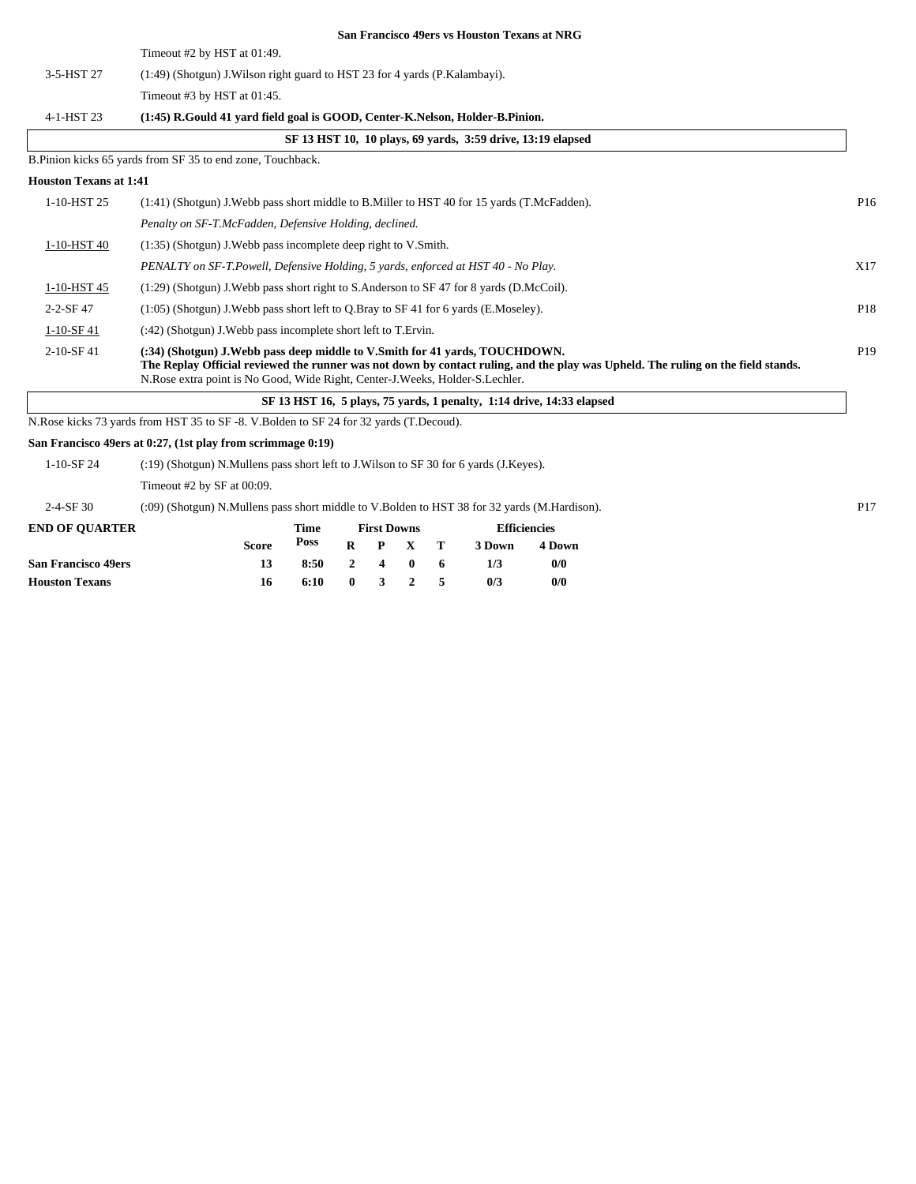**San Francisco 49ers vs Houston Texans at NRG**

| Down | Play | Ref |
|---|---|---|
| | Timeout #2 by HST at 01:49. | |
| 3-5-HST 27 | (1:49) (Shotgun) J.Wilson right guard to HST 23 for 4 yards (P.Kalambayi). | |
| | Timeout #3 by HST at 01:45. | |
| 4-1-HST 23 | **(1:45) R.Gould 41 yard field goal is GOOD, Center-K.Nelson, Holder-B.Pinion.** | |

**SF 13 HST 10, 10 plays, 69 yards, 3:59 drive, 13:19 elapsed**

B.Pinion kicks 65 yards from SF 35 to end zone, Touchback.

**Houston Texans at 1:41**

| Down | Play | Ref |
|---|---|---|
| 1-10-HST 25 | (1:41) (Shotgun) J.Webb pass short middle to B.Miller to HST 40 for 15 yards (T.McFadden). | P16 |
| | *Penalty on SF-T.McFadden, Defensive Holding, declined.* | |
| 1-10-HST 40 | (1:35) (Shotgun) J.Webb pass incomplete deep right to V.Smith. | |
| | *PENALTY on SF-T.Powell, Defensive Holding, 5 yards, enforced at HST 40 - No Play.* | X17 |
| 1-10-HST 45 | (1:29) (Shotgun) J.Webb pass short right to S.Anderson to SF 47 for 8 yards (D.McCoil). | |
| 2-2-SF 47 | (1:05) (Shotgun) J.Webb pass short left to Q.Bray to SF 41 for 6 yards (E.Moseley). | P18 |
| 1-10-SF 41 | (:42) (Shotgun) J.Webb pass incomplete short left to T.Ervin. | |
| 2-10-SF 41 | **(:34) (Shotgun) J.Webb pass deep middle to V.Smith for 41 yards, TOUCHDOWN.** **The Replay Official reviewed the runner was not down by contact ruling, and the play was Upheld. The ruling on the field stands.** N.Rose extra point is No Good, Wide Right, Center-J.Weeks, Holder-S.Lechler. | P19 |

**SF 13 HST 16, 5 plays, 75 yards, 1 penalty, 1:14 drive, 14:33 elapsed**

N.Rose kicks 73 yards from HST 35 to SF -8. V.Bolden to SF 24 for 32 yards (T.Decoud).

**San Francisco 49ers at 0:27, (1st play from scrimmage 0:19)**

| Down | Play | Ref |
|---|---|---|
| 1-10-SF 24 | (:19) (Shotgun) N.Mullens pass short left to J.Wilson to SF 30 for 6 yards (J.Keyes). | |
| | Timeout #2 by SF at 00:09. | |
| 2-4-SF 30 | (:09) (Shotgun) N.Mullens pass short middle to V.Bolden to HST 38 for 32 yards (M.Hardison). | P17 |

| END OF QUARTER | Score | Time Poss | First Downs R | P | X | T | Efficiencies 3 Down | 4 Down |
|---|---|---|---|---|---|---|---|---|
| **San Francisco 49ers** | 13 | 8:50 | 2 | 4 | 0 | 6 | 1/3 | 0/0 |
| **Houston Texans** | 16 | 6:10 | 0 | 3 | 2 | 5 | 0/3 | 0/0 |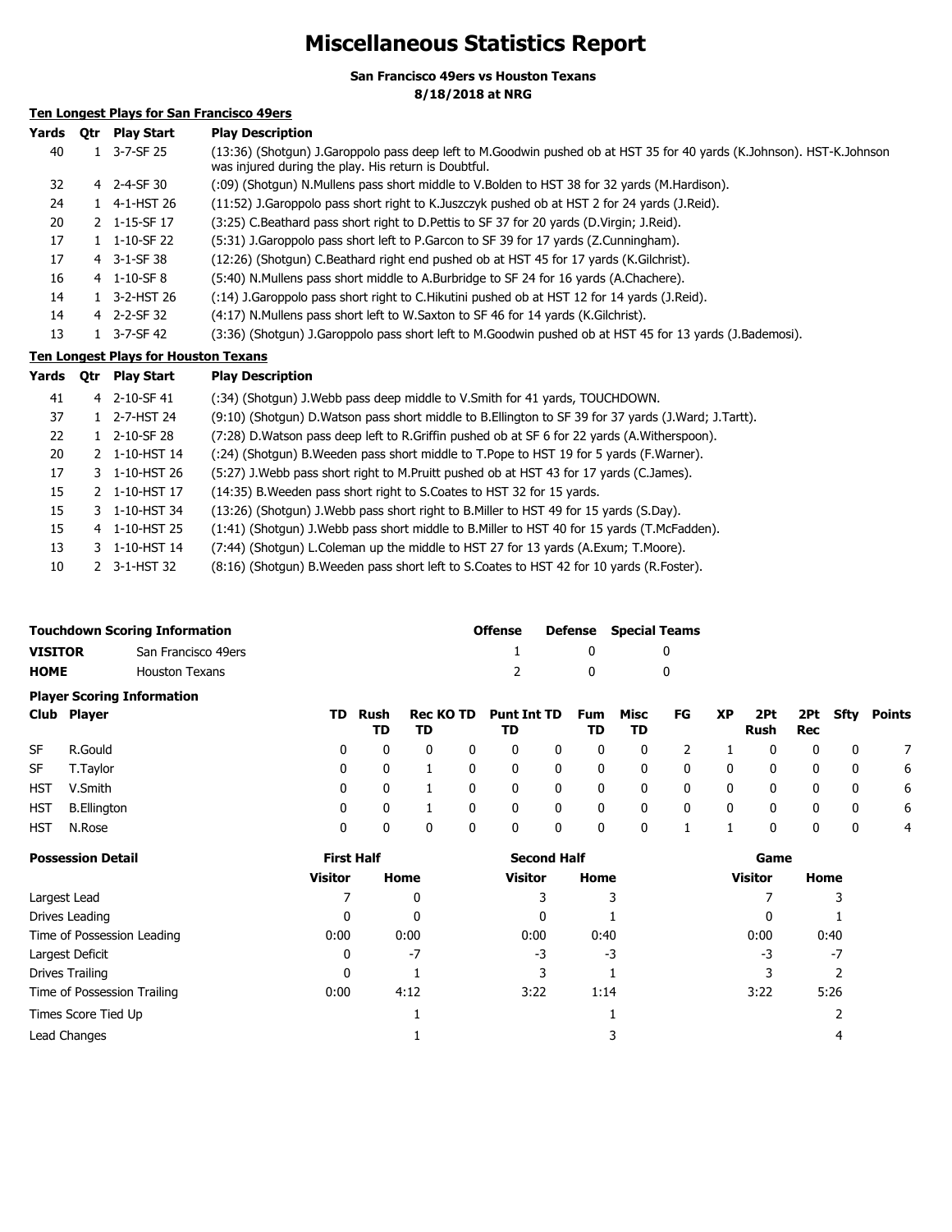# Miscellaneous Statistics Report

**San Francisco 49ers vs Houston Texans**
**8/18/2018 at NRG**

## Ten Longest Plays for San Francisco 49ers

| Yards | Qtr | Play Start | Play Description |
|---|---|---|---|
| 40 | 1 | 3-7-SF 25 | (13:36) (Shotgun) J.Garoppolo pass deep left to M.Goodwin pushed ob at HST 35 for 40 yards (K.Johnson). HST-K.Johnson was injured during the play. His return is Doubtful. |
| 32 | 4 | 2-4-SF 30 | (:09) (Shotgun) N.Mullens pass short middle to V.Bolden to HST 38 for 32 yards (M.Hardison). |
| 24 | 1 | 4-1-HST 26 | (11:52) J.Garoppolo pass short right to K.Juszczyk pushed ob at HST 2 for 24 yards (J.Reid). |
| 20 | 2 | 1-15-SF 17 | (3:25) C.Beathard pass short right to D.Pettis to SF 37 for 20 yards (D.Virgin; J.Reid). |
| 17 | 1 | 1-10-SF 22 | (5:31) J.Garoppolo pass short left to P.Garcon to SF 39 for 17 yards (Z.Cunningham). |
| 17 | 4 | 3-1-SF 38 | (12:26) (Shotgun) C.Beathard right end pushed ob at HST 45 for 17 yards (K.Gilchrist). |
| 16 | 4 | 1-10-SF 8 | (5:40) N.Mullens pass short middle to A.Burbridge to SF 24 for 16 yards (A.Chachere). |
| 14 | 1 | 3-2-HST 26 | (:14) J.Garoppolo pass short right to C.Hikutini pushed ob at HST 12 for 14 yards (J.Reid). |
| 14 | 4 | 2-2-SF 32 | (4:17) N.Mullens pass short left to W.Saxton to SF 46 for 14 yards (K.Gilchrist). |
| 13 | 1 | 3-7-SF 42 | (3:36) (Shotgun) J.Garoppolo pass short left to M.Goodwin pushed ob at HST 45 for 13 yards (J.Bademosi). |

## Ten Longest Plays for Houston Texans

| Yards | Qtr | Play Start | Play Description |
|---|---|---|---|
| 41 | 4 | 2-10-SF 41 | (:34) (Shotgun) J.Webb pass deep middle to V.Smith for 41 yards, TOUCHDOWN. |
| 37 | 1 | 2-7-HST 24 | (9:10) (Shotgun) D.Watson pass short middle to B.Ellington to SF 39 for 37 yards (J.Ward; J.Tartt). |
| 22 | 1 | 2-10-SF 28 | (7:28) D.Watson pass deep left to R.Griffin pushed ob at SF 6 for 22 yards (A.Witherspoon). |
| 20 | 2 | 1-10-HST 14 | (:24) (Shotgun) B.Weeden pass short middle to T.Pope to HST 19 for 5 yards (F.Warner). |
| 17 | 3 | 1-10-HST 26 | (5:27) J.Webb pass short right to M.Pruitt pushed ob at HST 43 for 17 yards (C.James). |
| 15 | 2 | 1-10-HST 17 | (14:35) B.Weeden pass short right to S.Coates to HST 32 for 15 yards. |
| 15 | 3 | 1-10-HST 34 | (13:26) (Shotgun) J.Webb pass short right to B.Miller to HST 49 for 15 yards (S.Day). |
| 15 | 4 | 1-10-HST 25 | (1:41) (Shotgun) J.Webb pass short middle to B.Miller to HST 40 for 15 yards (T.McFadden). |
| 13 | 3 | 1-10-HST 14 | (7:44) (Shotgun) L.Coleman up the middle to HST 27 for 13 yards (A.Exum; T.Moore). |
| 10 | 2 | 3-1-HST 32 | (8:16) (Shotgun) B.Weeden pass short left to S.Coates to HST 42 for 10 yards (R.Foster). |

## Touchdown Scoring Information

| | | Offense | Defense | Special Teams |
|---|---|---|---|---|
| **VISITOR** | San Francisco 49ers | 1 | 0 | 0 |
| **HOME** | Houston Texans | 2 | 0 | 0 |

## Player Scoring Information

| Club | Player | TD | Rush TD | Rec TD | KO TD | Punt TD | Int TD | Fum TD | Misc TD | FG | XP | 2Pt Rush | 2Pt Rec | Sfty | Points |
|---|---|---|---|---|---|---|---|---|---|---|---|---|---|---|---|
| SF | R.Gould | 0 | 0 | 0 | 0 | 0 | 0 | 0 | 0 | 2 | 1 | 0 | 0 | 0 | 7 |
| SF | T.Taylor | 0 | 0 | 1 | 0 | 0 | 0 | 0 | 0 | 0 | 0 | 0 | 0 | 0 | 6 |
| HST | V.Smith | 0 | 0 | 1 | 0 | 0 | 0 | 0 | 0 | 0 | 0 | 0 | 0 | 0 | 6 |
| HST | B.Ellington | 0 | 0 | 1 | 0 | 0 | 0 | 0 | 0 | 0 | 0 | 0 | 0 | 0 | 6 |
| HST | N.Rose | 0 | 0 | 0 | 0 | 0 | 0 | 0 | 0 | 1 | 1 | 0 | 0 | 0 | 4 |

## Possession Detail

| | First Half | | Second Half | | Game | |
|---|---|---|---|---|---|---|
| | Visitor | Home | Visitor | Home | Visitor | Home |
| Largest Lead | 7 | 0 | 3 | 3 | 7 | 3 |
| Drives Leading | 0 | 0 | 0 | 1 | 0 | 1 |
| Time of Possession Leading | 0:00 | 0:00 | 0:00 | 0:40 | 0:00 | 0:40 |
| Largest Deficit | 0 | -7 | -3 | -3 | -3 | -7 |
| Drives Trailing | 0 | 1 | 3 | 1 | 3 | 2 |
| Time of Possession Trailing | 0:00 | 4:12 | 3:22 | 1:14 | 3:22 | 5:26 |
| Times Score Tied Up | | 1 | | 1 | | 2 |
| Lead Changes | | 1 | | 3 | | 4 |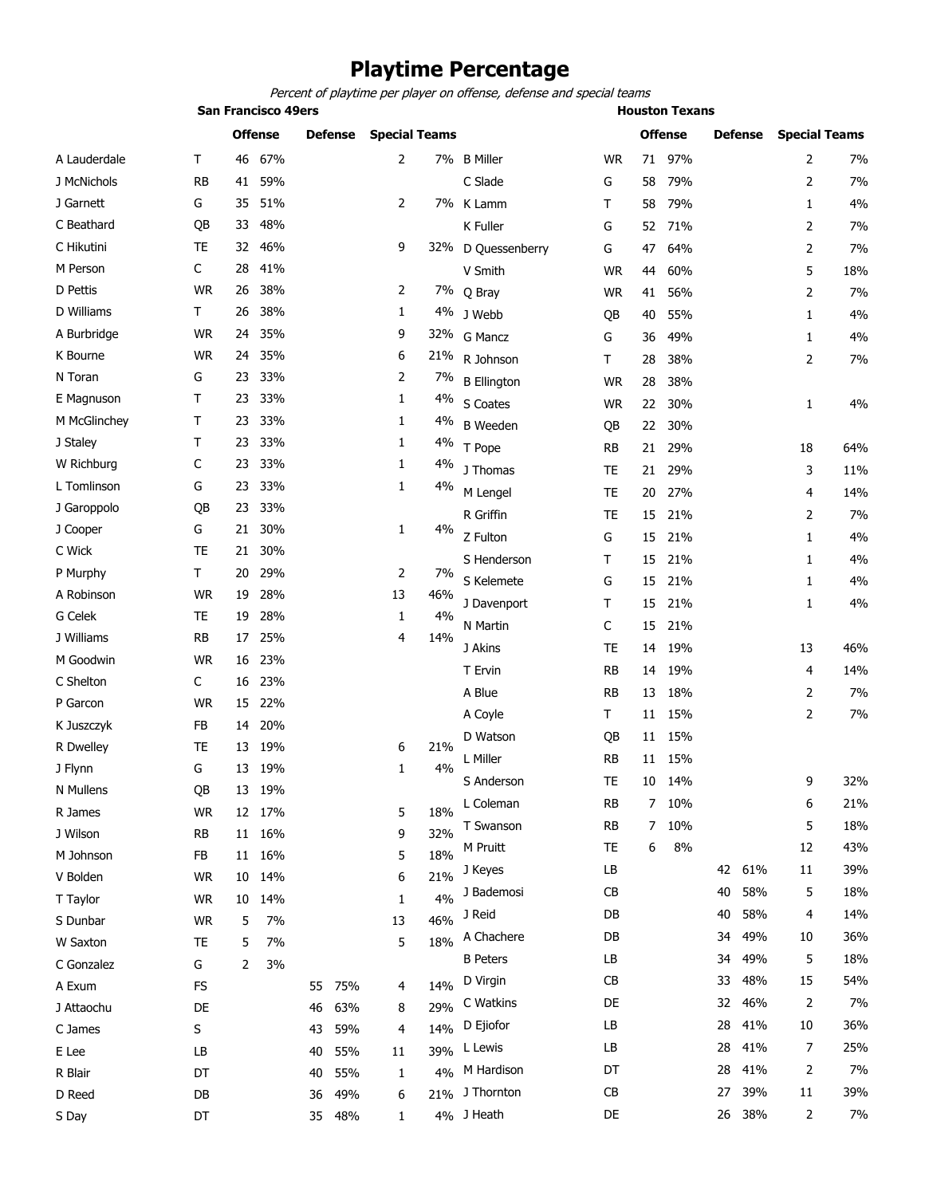# Playtime Percentage

*Percent of playtime per player on offense, defense and special teams*

## San Francisco 49ers

| Player | Pos | Offense | | Defense | | Special Teams | |
|---|---|---|---|---|---|---|---|
| A Lauderdale | T | 46 | 67% | | | 2 | 7% |
| J McNichols | RB | 41 | 59% | | | | |
| J Garnett | G | 35 | 51% | | | 2 | 7% |
| C Beathard | QB | 33 | 48% | | | | |
| C Hikutini | TE | 32 | 46% | | | 9 | 32% |
| M Person | C | 28 | 41% | | | | |
| D Pettis | WR | 26 | 38% | | | 2 | 7% |
| D Williams | T | 26 | 38% | | | 1 | 4% |
| A Burbridge | WR | 24 | 35% | | | 9 | 32% |
| K Bourne | WR | 24 | 35% | | | 6 | 21% |
| N Toran | G | 23 | 33% | | | 2 | 7% |
| E Magnuson | T | 23 | 33% | | | 1 | 4% |
| M McGlinchey | T | 23 | 33% | | | 1 | 4% |
| J Staley | T | 23 | 33% | | | 1 | 4% |
| W Richburg | C | 23 | 33% | | | 1 | 4% |
| L Tomlinson | G | 23 | 33% | | | 1 | 4% |
| J Garoppolo | QB | 23 | 33% | | | | |
| J Cooper | G | 21 | 30% | | | 1 | 4% |
| C Wick | TE | 21 | 30% | | | | |
| P Murphy | T | 20 | 29% | | | 2 | 7% |
| A Robinson | WR | 19 | 28% | | | 13 | 46% |
| G Celek | TE | 19 | 28% | | | 1 | 4% |
| J Williams | RB | 17 | 25% | | | 4 | 14% |
| M Goodwin | WR | 16 | 23% | | | | |
| C Shelton | C | 16 | 23% | | | | |
| P Garcon | WR | 15 | 22% | | | | |
| K Juszczyk | FB | 14 | 20% | | | | |
| R Dwelley | TE | 13 | 19% | | | 6 | 21% |
| J Flynn | G | 13 | 19% | | | 1 | 4% |
| N Mullens | QB | 13 | 19% | | | | |
| R James | WR | 12 | 17% | | | 5 | 18% |
| J Wilson | RB | 11 | 16% | | | 9 | 32% |
| M Johnson | FB | 11 | 16% | | | 5 | 18% |
| V Bolden | WR | 10 | 14% | | | 6 | 21% |
| T Taylor | WR | 10 | 14% | | | 1 | 4% |
| S Dunbar | WR | 5 | 7% | | | 13 | 46% |
| W Saxton | TE | 5 | 7% | | | 5 | 18% |
| C Gonzalez | G | 2 | 3% | | | | |
| A Exum | FS | | | 55 | 75% | 4 | 14% |
| J Attaochu | DE | | | 46 | 63% | 8 | 29% |
| C James | S | | | 43 | 59% | 4 | 14% |
| E Lee | LB | | | 40 | 55% | 11 | 39% |
| R Blair | DT | | | 40 | 55% | 1 | 4% |
| D Reed | DB | | | 36 | 49% | 6 | 21% |
| S Day | DT | | | 35 | 48% | 1 | 4% |

## Houston Texans

| Player | Pos | Offense | | Defense | | Special Teams | |
|---|---|---|---|---|---|---|---|
| B Miller | WR | 71 | 97% | | | 2 | 7% |
| C Slade | G | 58 | 79% | | | 2 | 7% |
| K Lamm | T | 58 | 79% | | | 1 | 4% |
| K Fuller | G | 52 | 71% | | | 2 | 7% |
| D Quessenberry | G | 47 | 64% | | | 2 | 7% |
| V Smith | WR | 44 | 60% | | | 5 | 18% |
| Q Bray | WR | 41 | 56% | | | 2 | 7% |
| J Webb | QB | 40 | 55% | | | 1 | 4% |
| G Mancz | G | 36 | 49% | | | 1 | 4% |
| R Johnson | T | 28 | 38% | | | 2 | 7% |
| B Ellington | WR | 28 | 38% | | | | |
| S Coates | WR | 22 | 30% | | | 1 | 4% |
| B Weeden | QB | 22 | 30% | | | | |
| T Pope | RB | 21 | 29% | | | 18 | 64% |
| J Thomas | TE | 21 | 29% | | | 3 | 11% |
| M Lengel | TE | 20 | 27% | | | 4 | 14% |
| R Griffin | TE | 15 | 21% | | | 2 | 7% |
| Z Fulton | G | 15 | 21% | | | 1 | 4% |
| S Henderson | T | 15 | 21% | | | 1 | 4% |
| S Kelemete | G | 15 | 21% | | | 1 | 4% |
| J Davenport | T | 15 | 21% | | | 1 | 4% |
| N Martin | C | 15 | 21% | | | | |
| J Akins | TE | 14 | 19% | | | 13 | 46% |
| T Ervin | RB | 14 | 19% | | | 4 | 14% |
| A Blue | RB | 13 | 18% | | | 2 | 7% |
| A Coyle | T | 11 | 15% | | | 2 | 7% |
| D Watson | QB | 11 | 15% | | | | |
| L Miller | RB | 11 | 15% | | | | |
| S Anderson | TE | 10 | 14% | | | 9 | 32% |
| L Coleman | RB | 7 | 10% | | | 6 | 21% |
| T Swanson | RB | 7 | 10% | | | 5 | 18% |
| M Pruitt | TE | 6 | 8% | | | 12 | 43% |
| J Keyes | LB | | | 42 | 61% | 11 | 39% |
| J Bademosi | CB | | | 40 | 58% | 5 | 18% |
| J Reid | DB | | | 40 | 58% | 4 | 14% |
| A Chachere | DB | | | 34 | 49% | 10 | 36% |
| B Peters | LB | | | 34 | 49% | 5 | 18% |
| D Virgin | CB | | | 33 | 48% | 15 | 54% |
| C Watkins | DE | | | 32 | 46% | 2 | 7% |
| D Ejiofor | LB | | | 28 | 41% | 10 | 36% |
| L Lewis | LB | | | 28 | 41% | 7 | 25% |
| M Hardison | DT | | | 28 | 41% | 2 | 7% |
| J Thornton | CB | | | 27 | 39% | 11 | 39% |
| J Heath | DE | | | 26 | 38% | 2 | 7% |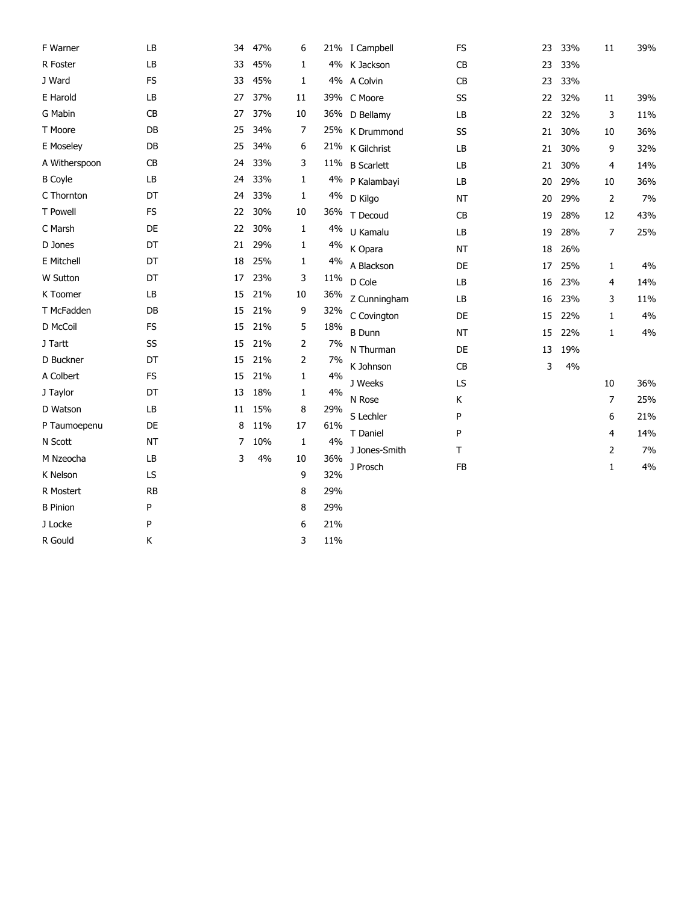| | | | | | |
|---|---|---|---|---|---|
| F Warner | LB | 34 | 47% | 6 | 21% |
| R Foster | LB | 33 | 45% | 1 | 4% |
| J Ward | FS | 33 | 45% | 1 | 4% |
| E Harold | LB | 27 | 37% | 11 | 39% |
| G Mabin | CB | 27 | 37% | 10 | 36% |
| T Moore | DB | 25 | 34% | 7 | 25% |
| E Moseley | DB | 25 | 34% | 6 | 21% |
| A Witherspoon | CB | 24 | 33% | 3 | 11% |
| B Coyle | LB | 24 | 33% | 1 | 4% |
| C Thornton | DT | 24 | 33% | 1 | 4% |
| T Powell | FS | 22 | 30% | 10 | 36% |
| C Marsh | DE | 22 | 30% | 1 | 4% |
| D Jones | DT | 21 | 29% | 1 | 4% |
| E Mitchell | DT | 18 | 25% | 1 | 4% |
| W Sutton | DT | 17 | 23% | 3 | 11% |
| K Toomer | LB | 15 | 21% | 10 | 36% |
| T McFadden | DB | 15 | 21% | 9 | 32% |
| D McCoil | FS | 15 | 21% | 5 | 18% |
| J Tartt | SS | 15 | 21% | 2 | 7% |
| D Buckner | DT | 15 | 21% | 2 | 7% |
| A Colbert | FS | 15 | 21% | 1 | 4% |
| J Taylor | DT | 13 | 18% | 1 | 4% |
| D Watson | LB | 11 | 15% | 8 | 29% |
| P Taumoepenu | DE | 8 | 11% | 17 | 61% |
| N Scott | NT | 7 | 10% | 1 | 4% |
| M Nzeocha | LB | 3 | 4% | 10 | 36% |
| K Nelson | LS | | | 9 | 32% |
| R Mostert | RB | | | 8 | 29% |
| B Pinion | P | | | 8 | 29% |
| J Locke | P | | | 6 | 21% |
| R Gould | K | | | 3 | 11% |
| I Campbell | FS | 23 | 33% | 11 | 39% |
| K Jackson | CB | 23 | 33% | | |
| A Colvin | CB | 23 | 33% | | |
| C Moore | SS | 22 | 32% | 11 | 39% |
| D Bellamy | LB | 22 | 32% | 3 | 11% |
| K Drummond | SS | 21 | 30% | 10 | 36% |
| K Gilchrist | LB | 21 | 30% | 9 | 32% |
| B Scarlett | LB | 21 | 30% | 4 | 14% |
| P Kalambayi | LB | 20 | 29% | 10 | 36% |
| D Kilgo | NT | 20 | 29% | 2 | 7% |
| T Decoud | CB | 19 | 28% | 12 | 43% |
| U Kamalu | LB | 19 | 28% | 7 | 25% |
| K Opara | NT | 18 | 26% | | |
| A Blackson | DE | 17 | 25% | 1 | 4% |
| D Cole | LB | 16 | 23% | 4 | 14% |
| Z Cunningham | LB | 16 | 23% | 3 | 11% |
| C Covington | DE | 15 | 22% | 1 | 4% |
| B Dunn | NT | 15 | 22% | 1 | 4% |
| N Thurman | DE | 13 | 19% | | |
| K Johnson | CB | 3 | 4% | | |
| J Weeks | LS | | | 10 | 36% |
| N Rose | K | | | 7 | 25% |
| S Lechler | P | | | 6 | 21% |
| T Daniel | P | | | 4 | 14% |
| J Jones-Smith | T | | | 2 | 7% |
| J Prosch | FB | | | 1 | 4% |